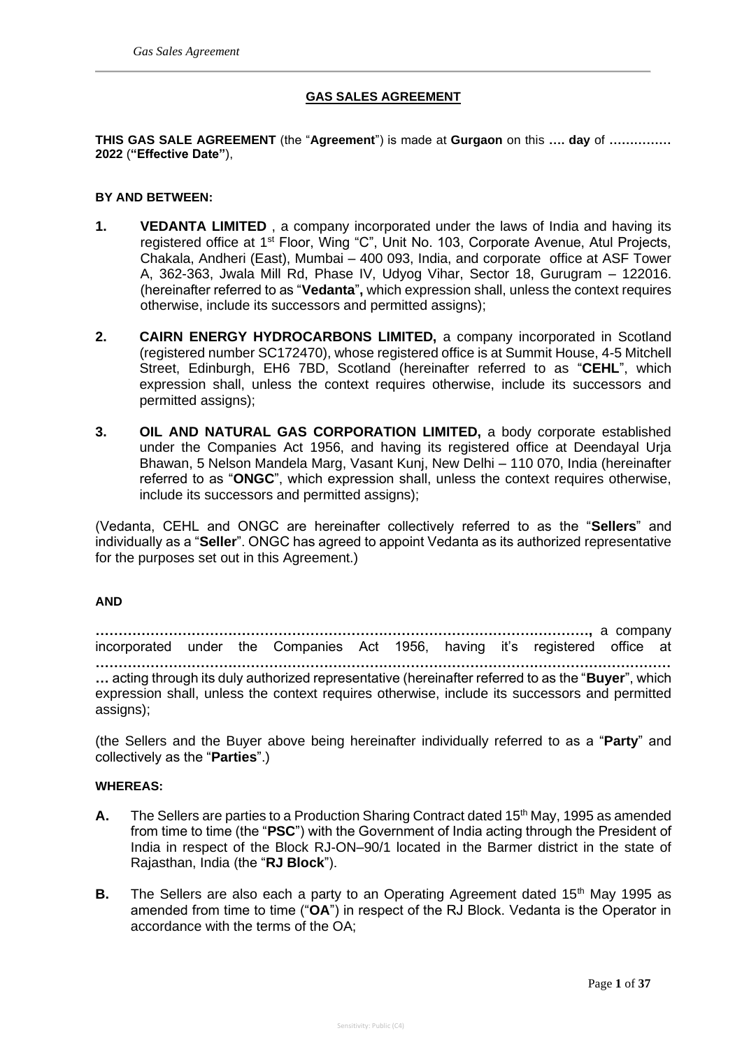## GAS SALES AGREEMENT

**THIS GAS SALE AGREEMENT** (the "**Agreement**") is made at **Gurgaon** on this **…. day** of **…………. 2022** (**"Effective Date"**),

**BY AND BETWEEN:**

1. **VEDANTA LIMITED** , a company incorporated under the laws of India and having its registered office at 1st Floor, Wing "C", Unit No. 103, Corporate Avenue, Atul Projects, Chakala, Andheri (East), Mumbai – 400 093, India, and corporate office at ASF Tower A, 362-363, Jwala Mill Rd, Phase IV, Udyog Vihar, Sector 18, Gurugram – 122016. (hereinafter referred to as "**Vedanta**"**,** which expression shall, unless the context requires otherwise, include its successors and permitted assigns);

2. **CAIRN ENERGY HYDROCARBONS LIMITED,** a company incorporated in Scotland (registered number SC172470), whose registered office is at Summit House, 4-5 Mitchell Street, Edinburgh, EH6 7BD, Scotland (hereinafter referred to as "**CEHL**", which expression shall, unless the context requires otherwise, include its successors and permitted assigns);

3. **OIL AND NATURAL GAS CORPORATION LIMITED,** a body corporate established under the Companies Act 1956, and having its registered office at Deendayal Urja Bhawan, 5 Nelson Mandela Marg, Vasant Kunj, New Delhi – 110 070, India (hereinafter referred to as "**ONGC**", which expression shall, unless the context requires otherwise, include its successors and permitted assigns);

(Vedanta, CEHL and ONGC are hereinafter collectively referred to as the "**Sellers**" and individually as a "**Seller**". ONGC has agreed to appoint Vedanta as its authorized representative for the purposes set out in this Agreement.)

**AND**

**……………………………………………………………………………………………,** a company incorporated under the Companies Act 1956, having it's registered office at **……………………………………………………………………………………………………………** acting through its duly authorized representative (hereinafter referred to as the "**Buyer**", which expression shall, unless the context requires otherwise, include its successors and permitted assigns);

(the Sellers and the Buyer above being hereinafter individually referred to as a "**Party**" and collectively as the "**Parties**".)

**WHEREAS:**

**A.** The Sellers are parties to a Production Sharing Contract dated 15th May, 1995 as amended from time to time (the "**PSC**") with the Government of India acting through the President of India in respect of the Block RJ-ON–90/1 located in the Barmer district in the state of Rajasthan, India (the "**RJ Block**").

**B.** The Sellers are also each a party to an Operating Agreement dated 15th May 1995 as amended from time to time ("**OA**") in respect of the RJ Block. Vedanta is the Operator in accordance with the terms of the OA;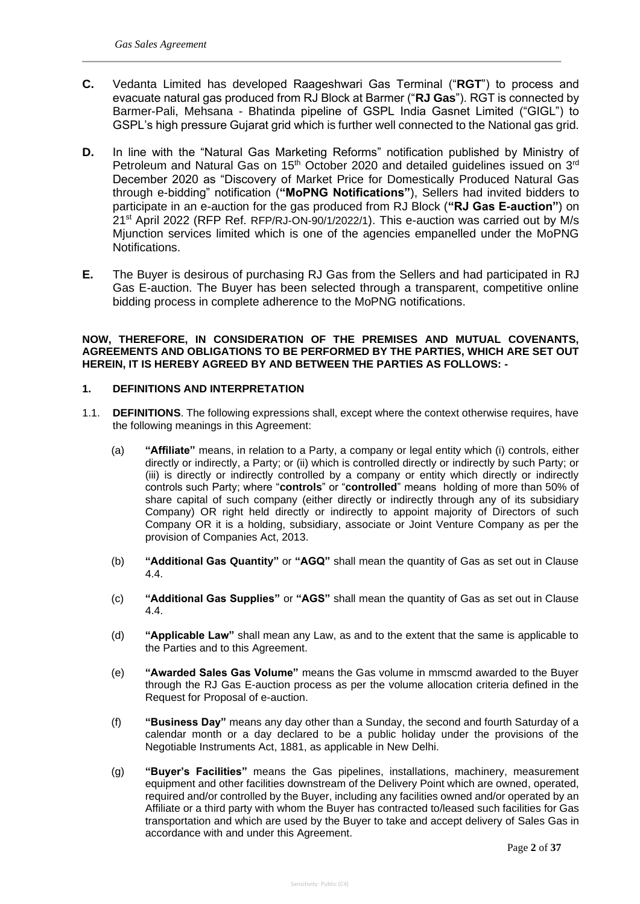**C.** Vedanta Limited has developed Raageshwari Gas Terminal ("**RGT**") to process and evacuate natural gas produced from RJ Block at Barmer ("**RJ Gas**"). RGT is connected by Barmer-Pali, Mehsana - Bhatinda pipeline of GSPL India Gasnet Limited ("GIGL") to GSPL's high pressure Gujarat grid which is further well connected to the National gas grid.

**D.** In line with the "Natural Gas Marketing Reforms" notification published by Ministry of Petroleum and Natural Gas on 15th October 2020 and detailed guidelines issued on 3rd December 2020 as "Discovery of Market Price for Domestically Produced Natural Gas through e-bidding" notification (**"MoPNG Notifications"**), Sellers had invited bidders to participate in an e-auction for the gas produced from RJ Block (**"RJ Gas E-auction"**) on 21st April 2022 (RFP Ref. RFP/RJ-ON-90/1/2022/1). This e-auction was carried out by M/s Mjunction services limited which is one of the agencies empanelled under the MoPNG Notifications.

**E.** The Buyer is desirous of purchasing RJ Gas from the Sellers and had participated in RJ Gas E-auction. The Buyer has been selected through a transparent, competitive online bidding process in complete adherence to the MoPNG notifications.

**NOW, THEREFORE, IN CONSIDERATION OF THE PREMISES AND MUTUAL COVENANTS, AGREEMENTS AND OBLIGATIONS TO BE PERFORMED BY THE PARTIES, WHICH ARE SET OUT HEREIN, IT IS HEREBY AGREED BY AND BETWEEN THE PARTIES AS FOLLOWS: -**

## 1. DEFINITIONS AND INTERPRETATION

1.1. **DEFINITIONS**. The following expressions shall, except where the context otherwise requires, have the following meanings in this Agreement:

(a) **"Affiliate"** means, in relation to a Party, a company or legal entity which (i) controls, either directly or indirectly, a Party; or (ii) which is controlled directly or indirectly by such Party; or (iii) is directly or indirectly controlled by a company or entity which directly or indirectly controls such Party; where "**controls**" or "**controlled**" means holding of more than 50% of share capital of such company (either directly or indirectly through any of its subsidiary Company) OR right held directly or indirectly to appoint majority of Directors of such Company OR it is a holding, subsidiary, associate or Joint Venture Company as per the provision of Companies Act, 2013.

(b) **"Additional Gas Quantity"** or **"AGQ"** shall mean the quantity of Gas as set out in Clause 4.4.

(c) **"Additional Gas Supplies"** or **"AGS"** shall mean the quantity of Gas as set out in Clause 4.4.

(d) **"Applicable Law"** shall mean any Law, as and to the extent that the same is applicable to the Parties and to this Agreement.

(e) **"Awarded Sales Gas Volume"** means the Gas volume in mmscmd awarded to the Buyer through the RJ Gas E-auction process as per the volume allocation criteria defined in the Request for Proposal of e-auction.

(f) **"Business Day"** means any day other than a Sunday, the second and fourth Saturday of a calendar month or a day declared to be a public holiday under the provisions of the Negotiable Instruments Act, 1881, as applicable in New Delhi.

(g) **"Buyer's Facilities"** means the Gas pipelines, installations, machinery, measurement equipment and other facilities downstream of the Delivery Point which are owned, operated, required and/or controlled by the Buyer, including any facilities owned and/or operated by an Affiliate or a third party with whom the Buyer has contracted to/leased such facilities for Gas transportation and which are used by the Buyer to take and accept delivery of Sales Gas in accordance with and under this Agreement.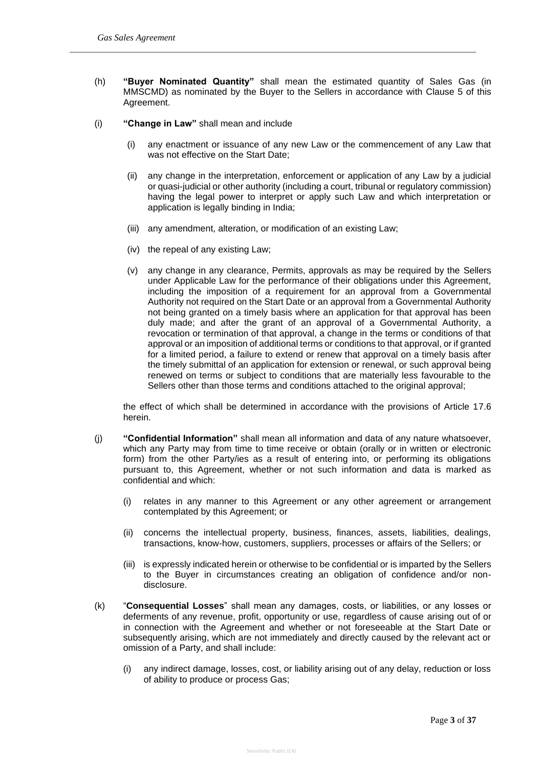(h) **"Buyer Nominated Quantity"** shall mean the estimated quantity of Sales Gas (in MMSCMD) as nominated by the Buyer to the Sellers in accordance with Clause 5 of this Agreement.

(i) **"Change in Law"** shall mean and include

  (i) any enactment or issuance of any new Law or the commencement of any Law that was not effective on the Start Date;

  (ii) any change in the interpretation, enforcement or application of any Law by a judicial or quasi-judicial or other authority (including a court, tribunal or regulatory commission) having the legal power to interpret or apply such Law and which interpretation or application is legally binding in India;

  (iii) any amendment, alteration, or modification of an existing Law;

  (iv) the repeal of any existing Law;

  (v) any change in any clearance, Permits, approvals as may be required by the Sellers under Applicable Law for the performance of their obligations under this Agreement, including the imposition of a requirement for an approval from a Governmental Authority not required on the Start Date or an approval from a Governmental Authority not being granted on a timely basis where an application for that approval has been duly made; and after the grant of an approval of a Governmental Authority, a revocation or termination of that approval, a change in the terms or conditions of that approval or an imposition of additional terms or conditions to that approval, or if granted for a limited period, a failure to extend or renew that approval on a timely basis after the timely submittal of an application for extension or renewal, or such approval being renewed on terms or subject to conditions that are materially less favourable to the Sellers other than those terms and conditions attached to the original approval;

the effect of which shall be determined in accordance with the provisions of Article 17.6 herein.

(j) **"Confidential Information"** shall mean all information and data of any nature whatsoever, which any Party may from time to time receive or obtain (orally or in written or electronic form) from the other Party/ies as a result of entering into, or performing its obligations pursuant to, this Agreement, whether or not such information and data is marked as confidential and which:

  (i) relates in any manner to this Agreement or any other agreement or arrangement contemplated by this Agreement; or

  (ii) concerns the intellectual property, business, finances, assets, liabilities, dealings, transactions, know-how, customers, suppliers, processes or affairs of the Sellers; or

  (iii) is expressly indicated herein or otherwise to be confidential or is imparted by the Sellers to the Buyer in circumstances creating an obligation of confidence and/or non-disclosure.

(k) "**Consequential Losses**" shall mean any damages, costs, or liabilities, or any losses or deferments of any revenue, profit, opportunity or use, regardless of cause arising out of or in connection with the Agreement and whether or not foreseeable at the Start Date or subsequently arising, which are not immediately and directly caused by the relevant act or omission of a Party, and shall include:

  (i) any indirect damage, losses, cost, or liability arising out of any delay, reduction or loss of ability to produce or process Gas;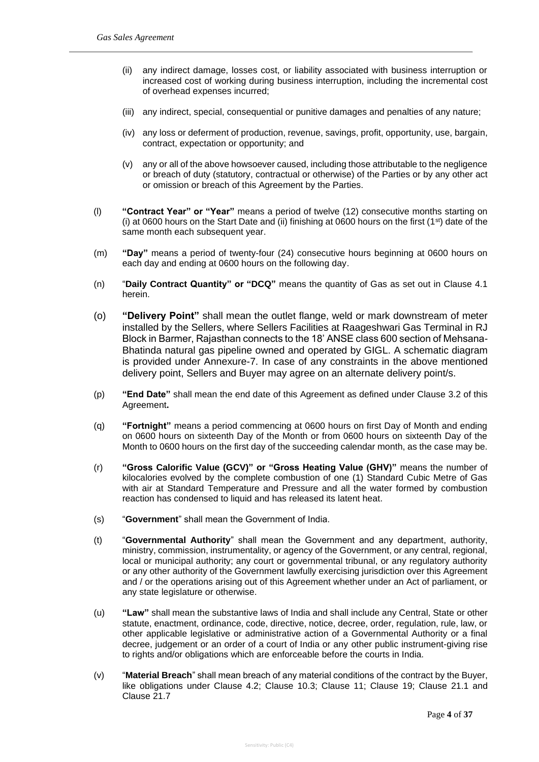(ii) any indirect damage, losses cost, or liability associated with business interruption or increased cost of working during business interruption, including the incremental cost of overhead expenses incurred;

(iii) any indirect, special, consequential or punitive damages and penalties of any nature;

(iv) any loss or deferment of production, revenue, savings, profit, opportunity, use, bargain, contract, expectation or opportunity; and

(v) any or all of the above howsoever caused, including those attributable to the negligence or breach of duty (statutory, contractual or otherwise) of the Parties or by any other act or omission or breach of this Agreement by the Parties.

(l) **"Contract Year" or "Year"** means a period of twelve (12) consecutive months starting on (i) at 0600 hours on the Start Date and (ii) finishing at 0600 hours on the first (1st) date of the same month each subsequent year.

(m) **"Day"** means a period of twenty-four (24) consecutive hours beginning at 0600 hours on each day and ending at 0600 hours on the following day.

(n) "**Daily Contract Quantity" or "DCQ"** means the quantity of Gas as set out in Clause 4.1 herein.

(o) **"Delivery Point"** shall mean the outlet flange, weld or mark downstream of meter installed by the Sellers, where Sellers Facilities at Raageshwari Gas Terminal in RJ Block in Barmer, Rajasthan connects to the 18' ANSE class 600 section of Mehsana-Bhatinda natural gas pipeline owned and operated by GIGL. A schematic diagram is provided under Annexure-7. In case of any constraints in the above mentioned delivery point, Sellers and Buyer may agree on an alternate delivery point/s.

(p) **"End Date"** shall mean the end date of this Agreement as defined under Clause 3.2 of this Agreement**.**

(q) **"Fortnight"** means a period commencing at 0600 hours on first Day of Month and ending on 0600 hours on sixteenth Day of the Month or from 0600 hours on sixteenth Day of the Month to 0600 hours on the first day of the succeeding calendar month, as the case may be.

(r) **"Gross Calorific Value (GCV)" or "Gross Heating Value (GHV)"** means the number of kilocalories evolved by the complete combustion of one (1) Standard Cubic Metre of Gas with air at Standard Temperature and Pressure and all the water formed by combustion reaction has condensed to liquid and has released its latent heat.

(s) "**Government**" shall mean the Government of India.

(t) "**Governmental Authority**" shall mean the Government and any department, authority, ministry, commission, instrumentality, or agency of the Government, or any central, regional, local or municipal authority; any court or governmental tribunal, or any regulatory authority or any other authority of the Government lawfully exercising jurisdiction over this Agreement and / or the operations arising out of this Agreement whether under an Act of parliament, or any state legislature or otherwise.

(u) **"Law"** shall mean the substantive laws of India and shall include any Central, State or other statute, enactment, ordinance, code, directive, notice, decree, order, regulation, rule, law, or other applicable legislative or administrative action of a Governmental Authority or a final decree, judgement or an order of a court of India or any other public instrument-giving rise to rights and/or obligations which are enforceable before the courts in India.

(v) "**Material Breach**" shall mean breach of any material conditions of the contract by the Buyer, like obligations under Clause 4.2; Clause 10.3; Clause 11; Clause 19; Clause 21.1 and Clause 21.7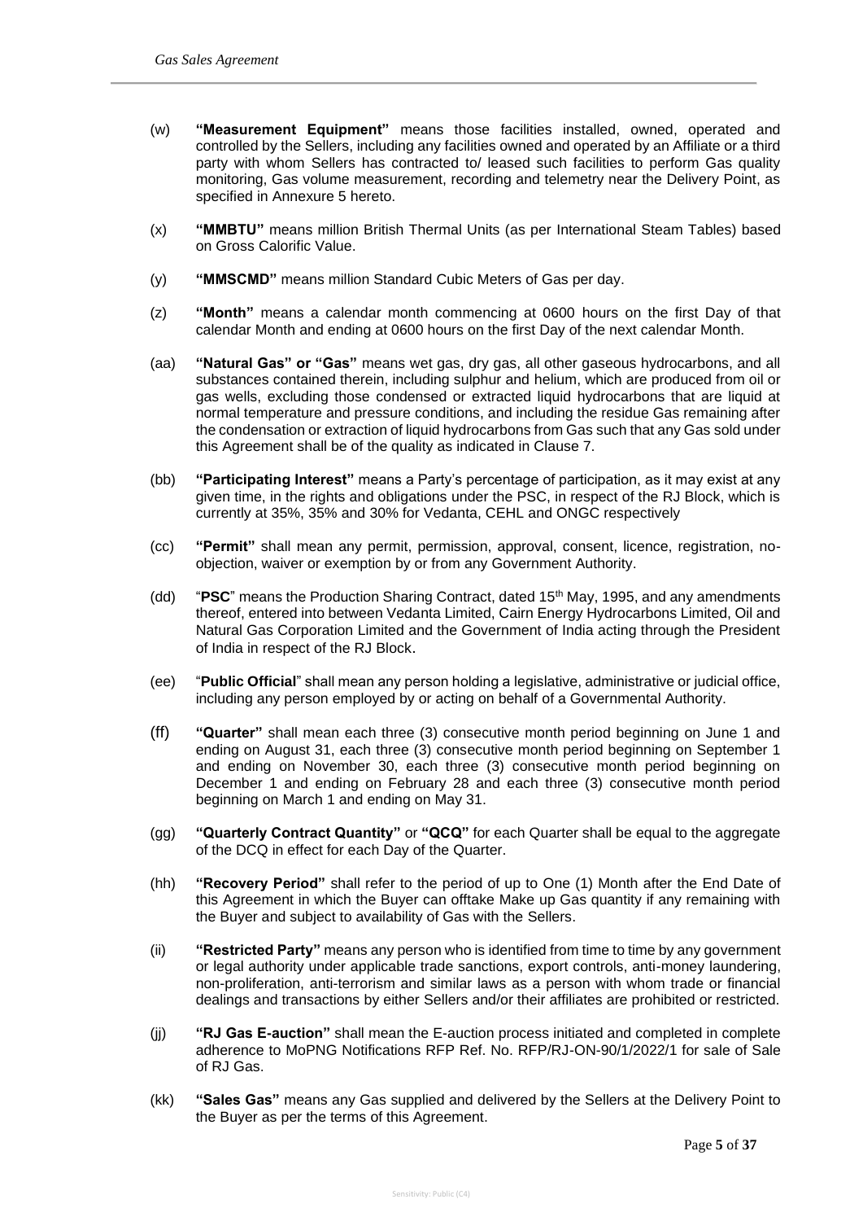(w) **"Measurement Equipment"** means those facilities installed, owned, operated and controlled by the Sellers, including any facilities owned and operated by an Affiliate or a third party with whom Sellers has contracted to/ leased such facilities to perform Gas quality monitoring, Gas volume measurement, recording and telemetry near the Delivery Point, as specified in Annexure 5 hereto.

(x) **"MMBTU"** means million British Thermal Units (as per International Steam Tables) based on Gross Calorific Value.

(y) **"MMSCMD"** means million Standard Cubic Meters of Gas per day.

(z) **"Month"** means a calendar month commencing at 0600 hours on the first Day of that calendar Month and ending at 0600 hours on the first Day of the next calendar Month.

(aa) **"Natural Gas" or "Gas"** means wet gas, dry gas, all other gaseous hydrocarbons, and all substances contained therein, including sulphur and helium, which are produced from oil or gas wells, excluding those condensed or extracted liquid hydrocarbons that are liquid at normal temperature and pressure conditions, and including the residue Gas remaining after the condensation or extraction of liquid hydrocarbons from Gas such that any Gas sold under this Agreement shall be of the quality as indicated in Clause 7.

(bb) **"Participating Interest"** means a Party's percentage of participation, as it may exist at any given time, in the rights and obligations under the PSC, in respect of the RJ Block, which is currently at 35%, 35% and 30% for Vedanta, CEHL and ONGC respectively

(cc) **"Permit"** shall mean any permit, permission, approval, consent, licence, registration, no-objection, waiver or exemption by or from any Government Authority.

(dd) "**PSC**" means the Production Sharing Contract, dated 15th May, 1995, and any amendments thereof, entered into between Vedanta Limited, Cairn Energy Hydrocarbons Limited, Oil and Natural Gas Corporation Limited and the Government of India acting through the President of India in respect of the RJ Block.

(ee) "**Public Official**" shall mean any person holding a legislative, administrative or judicial office, including any person employed by or acting on behalf of a Governmental Authority.

(ff) **"Quarter"** shall mean each three (3) consecutive month period beginning on June 1 and ending on August 31, each three (3) consecutive month period beginning on September 1 and ending on November 30, each three (3) consecutive month period beginning on December 1 and ending on February 28 and each three (3) consecutive month period beginning on March 1 and ending on May 31.

(gg) **"Quarterly Contract Quantity"** or **"QCQ"** for each Quarter shall be equal to the aggregate of the DCQ in effect for each Day of the Quarter.

(hh) **"Recovery Period"** shall refer to the period of up to One (1) Month after the End Date of this Agreement in which the Buyer can offtake Make up Gas quantity if any remaining with the Buyer and subject to availability of Gas with the Sellers.

(ii) **"Restricted Party"** means any person who is identified from time to time by any government or legal authority under applicable trade sanctions, export controls, anti-money laundering, non-proliferation, anti-terrorism and similar laws as a person with whom trade or financial dealings and transactions by either Sellers and/or their affiliates are prohibited or restricted.

(jj) **"RJ Gas E-auction"** shall mean the E-auction process initiated and completed in complete adherence to MoPNG Notifications RFP Ref. No. RFP/RJ-ON-90/1/2022/1 for sale of Sale of RJ Gas.

(kk) **"Sales Gas"** means any Gas supplied and delivered by the Sellers at the Delivery Point to the Buyer as per the terms of this Agreement.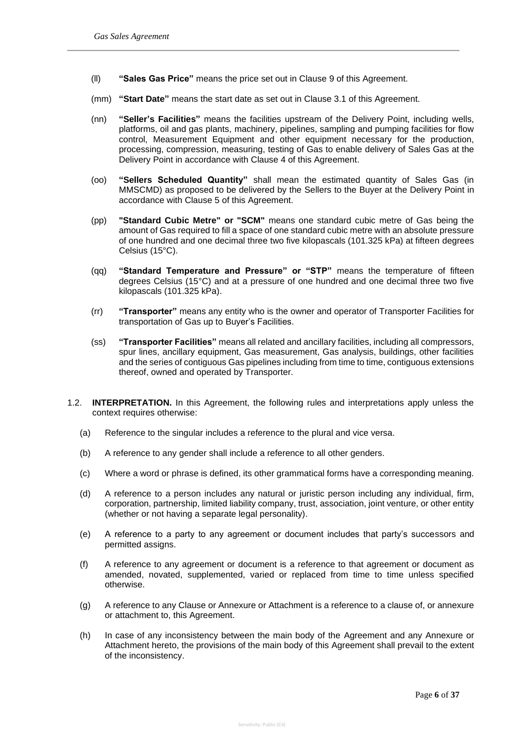(ll) **"Sales Gas Price"** means the price set out in Clause 9 of this Agreement.

(mm) **"Start Date"** means the start date as set out in Clause 3.1 of this Agreement.

(nn) **"Seller's Facilities"** means the facilities upstream of the Delivery Point, including wells, platforms, oil and gas plants, machinery, pipelines, sampling and pumping facilities for flow control, Measurement Equipment and other equipment necessary for the production, processing, compression, measuring, testing of Gas to enable delivery of Sales Gas at the Delivery Point in accordance with Clause 4 of this Agreement.

(oo) **"Sellers Scheduled Quantity"** shall mean the estimated quantity of Sales Gas (in MMSCMD) as proposed to be delivered by the Sellers to the Buyer at the Delivery Point in accordance with Clause 5 of this Agreement.

(pp) **"Standard Cubic Metre" or "SCM"** means one standard cubic metre of Gas being the amount of Gas required to fill a space of one standard cubic metre with an absolute pressure of one hundred and one decimal three two five kilopascals (101.325 kPa) at fifteen degrees Celsius (15°C).

(qq) **"Standard Temperature and Pressure" or "STP"** means the temperature of fifteen degrees Celsius (15°C) and at a pressure of one hundred and one decimal three two five kilopascals (101.325 kPa).

(rr) **"Transporter"** means any entity who is the owner and operator of Transporter Facilities for transportation of Gas up to Buyer's Facilities.

(ss) **"Transporter Facilities"** means all related and ancillary facilities, including all compressors, spur lines, ancillary equipment, Gas measurement, Gas analysis, buildings, other facilities and the series of contiguous Gas pipelines including from time to time, contiguous extensions thereof, owned and operated by Transporter.

1.2. **INTERPRETATION.** In this Agreement, the following rules and interpretations apply unless the context requires otherwise:

(a) Reference to the singular includes a reference to the plural and vice versa.

(b) A reference to any gender shall include a reference to all other genders.

(c) Where a word or phrase is defined, its other grammatical forms have a corresponding meaning.

(d) A reference to a person includes any natural or juristic person including any individual, firm, corporation, partnership, limited liability company, trust, association, joint venture, or other entity (whether or not having a separate legal personality).

(e) A reference to a party to any agreement or document includes that party's successors and permitted assigns.

(f) A reference to any agreement or document is a reference to that agreement or document as amended, novated, supplemented, varied or replaced from time to time unless specified otherwise.

(g) A reference to any Clause or Annexure or Attachment is a reference to a clause of, or annexure or attachment to, this Agreement.

(h) In case of any inconsistency between the main body of the Agreement and any Annexure or Attachment hereto, the provisions of the main body of this Agreement shall prevail to the extent of the inconsistency.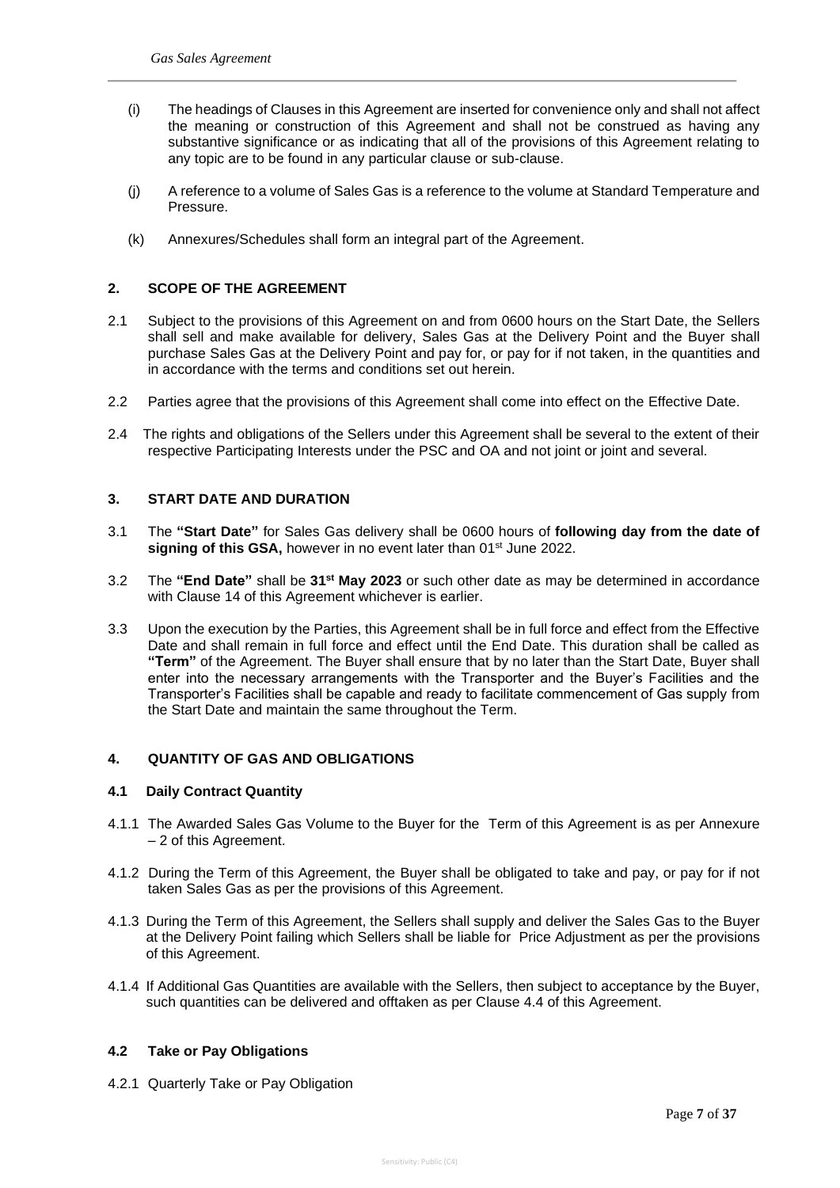(i) The headings of Clauses in this Agreement are inserted for convenience only and shall not affect the meaning or construction of this Agreement and shall not be construed as having any substantive significance or as indicating that all of the provisions of this Agreement relating to any topic are to be found in any particular clause or sub-clause.

(j) A reference to a volume of Sales Gas is a reference to the volume at Standard Temperature and Pressure.

(k) Annexures/Schedules shall form an integral part of the Agreement.

## 2. SCOPE OF THE AGREEMENT

2.1 Subject to the provisions of this Agreement on and from 0600 hours on the Start Date, the Sellers shall sell and make available for delivery, Sales Gas at the Delivery Point and the Buyer shall purchase Sales Gas at the Delivery Point and pay for, or pay for if not taken, in the quantities and in accordance with the terms and conditions set out herein.

2.2 Parties agree that the provisions of this Agreement shall come into effect on the Effective Date.

2.4 The rights and obligations of the Sellers under this Agreement shall be several to the extent of their respective Participating Interests under the PSC and OA and not joint or joint and several.

## 3. START DATE AND DURATION

3.1 The **"Start Date"** for Sales Gas delivery shall be 0600 hours of **following day from the date of signing of this GSA,** however in no event later than 01st June 2022.

3.2 The **"End Date"** shall be **31st May 2023** or such other date as may be determined in accordance with Clause 14 of this Agreement whichever is earlier.

3.3 Upon the execution by the Parties, this Agreement shall be in full force and effect from the Effective Date and shall remain in full force and effect until the End Date. This duration shall be called as **"Term"** of the Agreement. The Buyer shall ensure that by no later than the Start Date, Buyer shall enter into the necessary arrangements with the Transporter and the Buyer's Facilities and the Transporter's Facilities shall be capable and ready to facilitate commencement of Gas supply from the Start Date and maintain the same throughout the Term.

## 4. QUANTITY OF GAS AND OBLIGATIONS

### 4.1 Daily Contract Quantity

4.1.1 The Awarded Sales Gas Volume to the Buyer for the Term of this Agreement is as per Annexure – 2 of this Agreement.

4.1.2 During the Term of this Agreement, the Buyer shall be obligated to take and pay, or pay for if not taken Sales Gas as per the provisions of this Agreement.

4.1.3 During the Term of this Agreement, the Sellers shall supply and deliver the Sales Gas to the Buyer at the Delivery Point failing which Sellers shall be liable for Price Adjustment as per the provisions of this Agreement.

4.1.4 If Additional Gas Quantities are available with the Sellers, then subject to acceptance by the Buyer, such quantities can be delivered and offtaken as per Clause 4.4 of this Agreement.

### 4.2 Take or Pay Obligations

4.2.1 Quarterly Take or Pay Obligation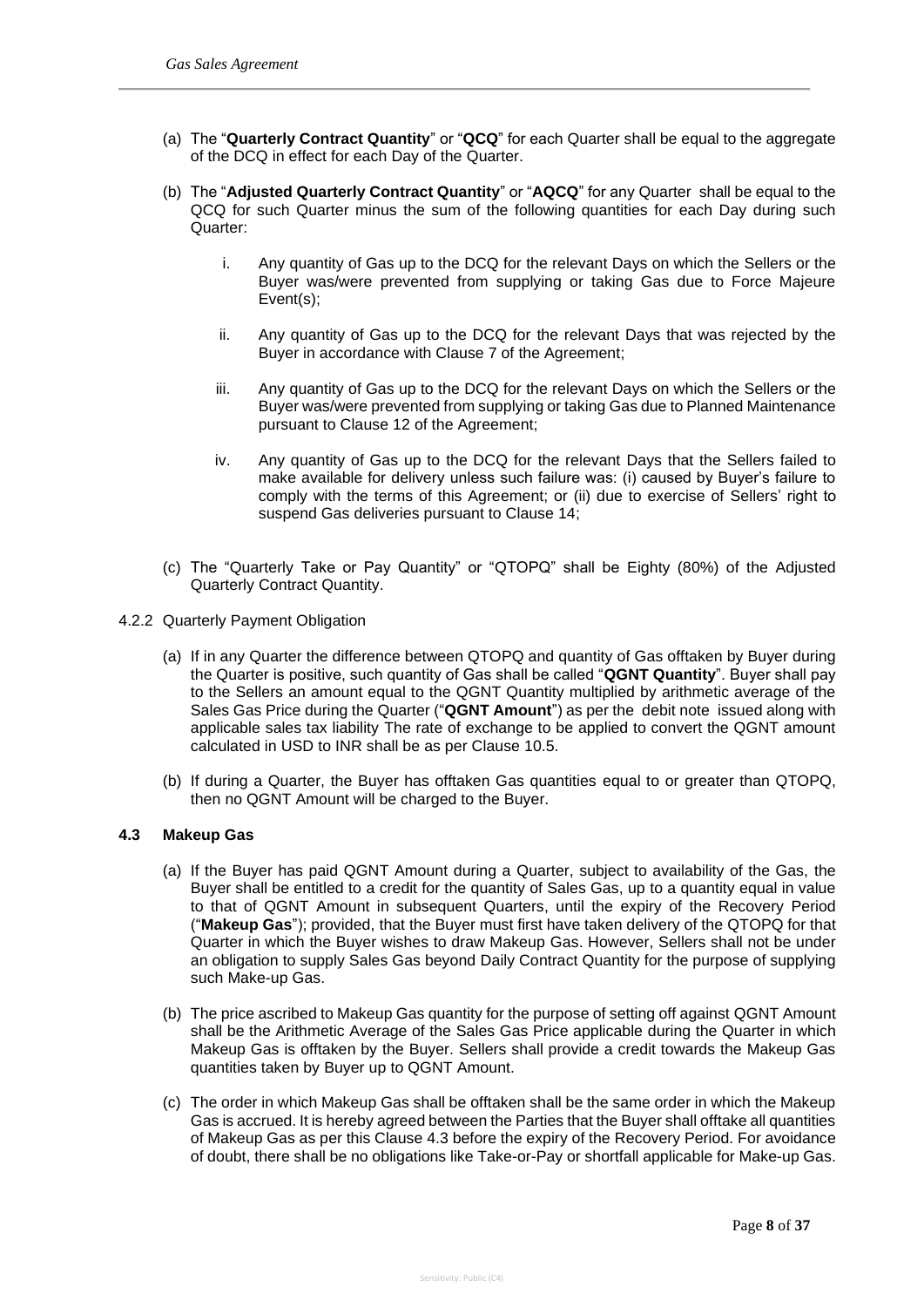(a) The "**Quarterly Contract Quantity**" or "**QCQ**" for each Quarter shall be equal to the aggregate of the DCQ in effect for each Day of the Quarter.

(b) The "**Adjusted Quarterly Contract Quantity**" or "**AQCQ**" for any Quarter shall be equal to the QCQ for such Quarter minus the sum of the following quantities for each Day during such Quarter:

   i. Any quantity of Gas up to the DCQ for the relevant Days on which the Sellers or the Buyer was/were prevented from supplying or taking Gas due to Force Majeure Event(s);

   ii. Any quantity of Gas up to the DCQ for the relevant Days that was rejected by the Buyer in accordance with Clause 7 of the Agreement;

   iii. Any quantity of Gas up to the DCQ for the relevant Days on which the Sellers or the Buyer was/were prevented from supplying or taking Gas due to Planned Maintenance pursuant to Clause 12 of the Agreement;

   iv. Any quantity of Gas up to the DCQ for the relevant Days that the Sellers failed to make available for delivery unless such failure was: (i) caused by Buyer's failure to comply with the terms of this Agreement; or (ii) due to exercise of Sellers' right to suspend Gas deliveries pursuant to Clause 14;

(c) The "Quarterly Take or Pay Quantity" or "QTOPQ" shall be Eighty (80%) of the Adjusted Quarterly Contract Quantity.

4.2.2 Quarterly Payment Obligation

(a) If in any Quarter the difference between QTOPQ and quantity of Gas offtaken by Buyer during the Quarter is positive, such quantity of Gas shall be called "**QGNT Quantity**". Buyer shall pay to the Sellers an amount equal to the QGNT Quantity multiplied by arithmetic average of the Sales Gas Price during the Quarter ("**QGNT Amount**") as per the debit note issued along with applicable sales tax liability The rate of exchange to be applied to convert the QGNT amount calculated in USD to INR shall be as per Clause 10.5.

(b) If during a Quarter, the Buyer has offtaken Gas quantities equal to or greater than QTOPQ, then no QGNT Amount will be charged to the Buyer.

### 4.3 Makeup Gas

(a) If the Buyer has paid QGNT Amount during a Quarter, subject to availability of the Gas, the Buyer shall be entitled to a credit for the quantity of Sales Gas, up to a quantity equal in value to that of QGNT Amount in subsequent Quarters, until the expiry of the Recovery Period ("**Makeup Gas**"); provided, that the Buyer must first have taken delivery of the QTOPQ for that Quarter in which the Buyer wishes to draw Makeup Gas. However, Sellers shall not be under an obligation to supply Sales Gas beyond Daily Contract Quantity for the purpose of supplying such Make-up Gas.

(b) The price ascribed to Makeup Gas quantity for the purpose of setting off against QGNT Amount shall be the Arithmetic Average of the Sales Gas Price applicable during the Quarter in which Makeup Gas is offtaken by the Buyer. Sellers shall provide a credit towards the Makeup Gas quantities taken by Buyer up to QGNT Amount.

(c) The order in which Makeup Gas shall be offtaken shall be the same order in which the Makeup Gas is accrued. It is hereby agreed between the Parties that the Buyer shall offtake all quantities of Makeup Gas as per this Clause 4.3 before the expiry of the Recovery Period. For avoidance of doubt, there shall be no obligations like Take-or-Pay or shortfall applicable for Make-up Gas.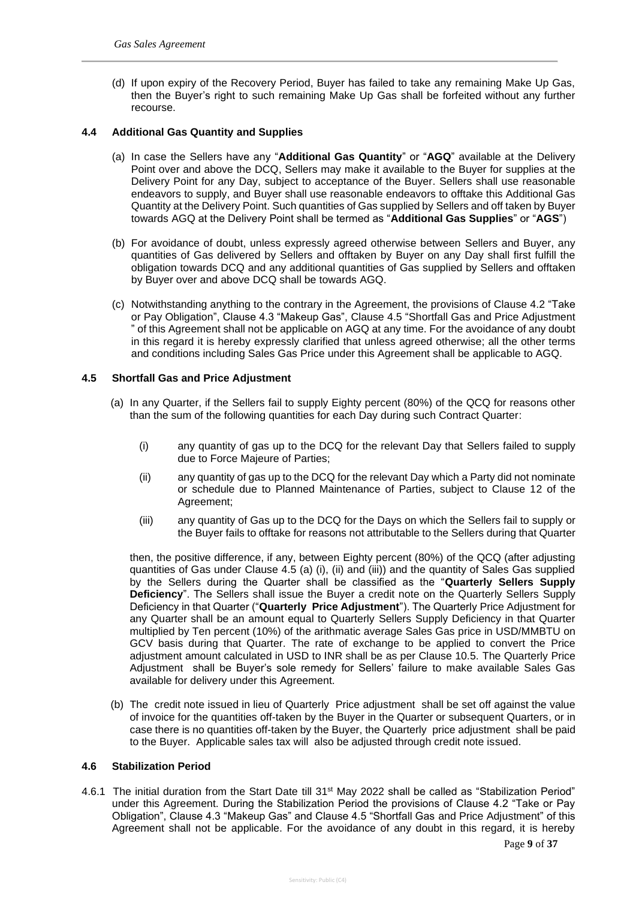(d) If upon expiry of the Recovery Period, Buyer has failed to take any remaining Make Up Gas, then the Buyer's right to such remaining Make Up Gas shall be forfeited without any further recourse.

### 4.4 Additional Gas Quantity and Supplies

(a) In case the Sellers have any "**Additional Gas Quantity**" or "**AGQ**" available at the Delivery Point over and above the DCQ, Sellers may make it available to the Buyer for supplies at the Delivery Point for any Day, subject to acceptance of the Buyer. Sellers shall use reasonable endeavors to supply, and Buyer shall use reasonable endeavors to offtake this Additional Gas Quantity at the Delivery Point. Such quantities of Gas supplied by Sellers and off taken by Buyer towards AGQ at the Delivery Point shall be termed as "**Additional Gas Supplies**" or "**AGS**")

(b) For avoidance of doubt, unless expressly agreed otherwise between Sellers and Buyer, any quantities of Gas delivered by Sellers and offtaken by Buyer on any Day shall first fulfill the obligation towards DCQ and any additional quantities of Gas supplied by Sellers and offtaken by Buyer over and above DCQ shall be towards AGQ.

(c) Notwithstanding anything to the contrary in the Agreement, the provisions of Clause 4.2 "Take or Pay Obligation", Clause 4.3 "Makeup Gas", Clause 4.5 "Shortfall Gas and Price Adjustment " of this Agreement shall not be applicable on AGQ at any time. For the avoidance of any doubt in this regard it is hereby expressly clarified that unless agreed otherwise; all the other terms and conditions including Sales Gas Price under this Agreement shall be applicable to AGQ.

### 4.5 Shortfall Gas and Price Adjustment

(a) In any Quarter, if the Sellers fail to supply Eighty percent (80%) of the QCQ for reasons other than the sum of the following quantities for each Day during such Contract Quarter:

(i) any quantity of gas up to the DCQ for the relevant Day that Sellers failed to supply due to Force Majeure of Parties;

(ii) any quantity of gas up to the DCQ for the relevant Day which a Party did not nominate or schedule due to Planned Maintenance of Parties, subject to Clause 12 of the Agreement;

(iii) any quantity of Gas up to the DCQ for the Days on which the Sellers fail to supply or the Buyer fails to offtake for reasons not attributable to the Sellers during that Quarter

then, the positive difference, if any, between Eighty percent (80%) of the QCQ (after adjusting quantities of Gas under Clause 4.5 (a) (i), (ii) and (iii)) and the quantity of Sales Gas supplied by the Sellers during the Quarter shall be classified as the "**Quarterly Sellers Supply Deficiency**". The Sellers shall issue the Buyer a credit note on the Quarterly Sellers Supply Deficiency in that Quarter ("**Quarterly Price Adjustment**"). The Quarterly Price Adjustment for any Quarter shall be an amount equal to Quarterly Sellers Supply Deficiency in that Quarter multiplied by Ten percent (10%) of the arithmatic average Sales Gas price in USD/MMBTU on GCV basis during that Quarter. The rate of exchange to be applied to convert the Price adjustment amount calculated in USD to INR shall be as per Clause 10.5. The Quarterly Price Adjustment shall be Buyer's sole remedy for Sellers' failure to make available Sales Gas available for delivery under this Agreement.

(b) The credit note issued in lieu of Quarterly Price adjustment shall be set off against the value of invoice for the quantities off-taken by the Buyer in the Quarter or subsequent Quarters, or in case there is no quantities off-taken by the Buyer, the Quarterly price adjustment shall be paid to the Buyer. Applicable sales tax will also be adjusted through credit note issued.

### 4.6 Stabilization Period

4.6.1 The initial duration from the Start Date till 31st May 2022 shall be called as "Stabilization Period" under this Agreement. During the Stabilization Period the provisions of Clause 4.2 "Take or Pay Obligation", Clause 4.3 "Makeup Gas" and Clause 4.5 "Shortfall Gas and Price Adjustment" of this Agreement shall not be applicable. For the avoidance of any doubt in this regard, it is hereby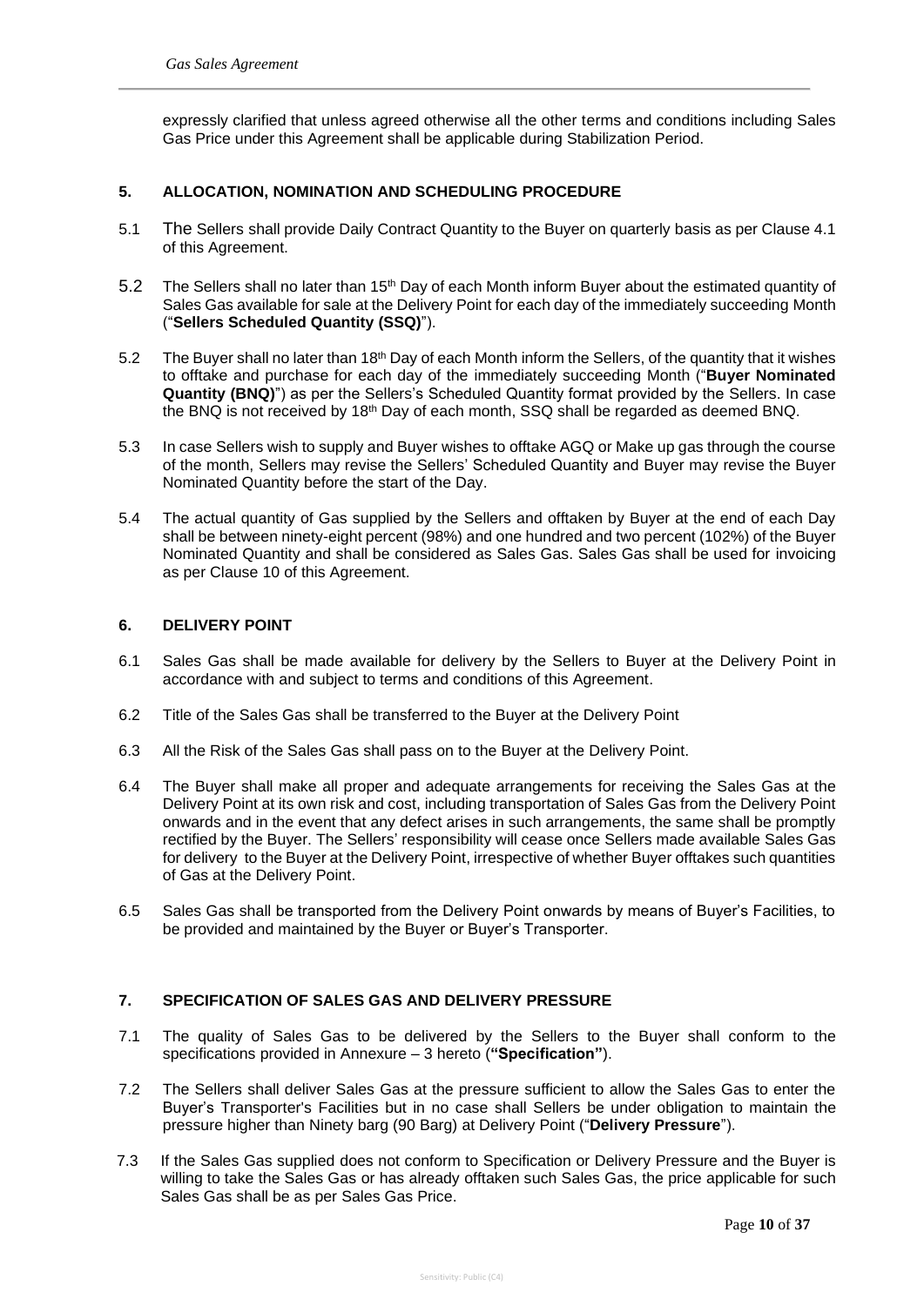expressly clarified that unless agreed otherwise all the other terms and conditions including Sales Gas Price under this Agreement shall be applicable during Stabilization Period.

## 5. ALLOCATION, NOMINATION AND SCHEDULING PROCEDURE

5.1 The Sellers shall provide Daily Contract Quantity to the Buyer on quarterly basis as per Clause 4.1 of this Agreement.

5.2 The Sellers shall no later than 15th Day of each Month inform Buyer about the estimated quantity of Sales Gas available for sale at the Delivery Point for each day of the immediately succeeding Month ("**Sellers Scheduled Quantity (SSQ)**").

5.2 The Buyer shall no later than 18th Day of each Month inform the Sellers, of the quantity that it wishes to offtake and purchase for each day of the immediately succeeding Month ("**Buyer Nominated Quantity (BNQ)**") as per the Sellers's Scheduled Quantity format provided by the Sellers. In case the BNQ is not received by 18th Day of each month, SSQ shall be regarded as deemed BNQ.

5.3 In case Sellers wish to supply and Buyer wishes to offtake AGQ or Make up gas through the course of the month, Sellers may revise the Sellers' Scheduled Quantity and Buyer may revise the Buyer Nominated Quantity before the start of the Day.

5.4 The actual quantity of Gas supplied by the Sellers and offtaken by Buyer at the end of each Day shall be between ninety-eight percent (98%) and one hundred and two percent (102%) of the Buyer Nominated Quantity and shall be considered as Sales Gas. Sales Gas shall be used for invoicing as per Clause 10 of this Agreement.

## 6. DELIVERY POINT

6.1 Sales Gas shall be made available for delivery by the Sellers to Buyer at the Delivery Point in accordance with and subject to terms and conditions of this Agreement.

6.2 Title of the Sales Gas shall be transferred to the Buyer at the Delivery Point

6.3 All the Risk of the Sales Gas shall pass on to the Buyer at the Delivery Point.

6.4 The Buyer shall make all proper and adequate arrangements for receiving the Sales Gas at the Delivery Point at its own risk and cost, including transportation of Sales Gas from the Delivery Point onwards and in the event that any defect arises in such arrangements, the same shall be promptly rectified by the Buyer. The Sellers' responsibility will cease once Sellers made available Sales Gas for delivery to the Buyer at the Delivery Point, irrespective of whether Buyer offtakes such quantities of Gas at the Delivery Point.

6.5 Sales Gas shall be transported from the Delivery Point onwards by means of Buyer's Facilities, to be provided and maintained by the Buyer or Buyer's Transporter.

## 7. SPECIFICATION OF SALES GAS AND DELIVERY PRESSURE

7.1 The quality of Sales Gas to be delivered by the Sellers to the Buyer shall conform to the specifications provided in Annexure – 3 hereto (**"Specification"**).

7.2 The Sellers shall deliver Sales Gas at the pressure sufficient to allow the Sales Gas to enter the Buyer's Transporter's Facilities but in no case shall Sellers be under obligation to maintain the pressure higher than Ninety barg (90 Barg) at Delivery Point ("**Delivery Pressure**").

7.3 If the Sales Gas supplied does not conform to Specification or Delivery Pressure and the Buyer is willing to take the Sales Gas or has already offtaken such Sales Gas, the price applicable for such Sales Gas shall be as per Sales Gas Price.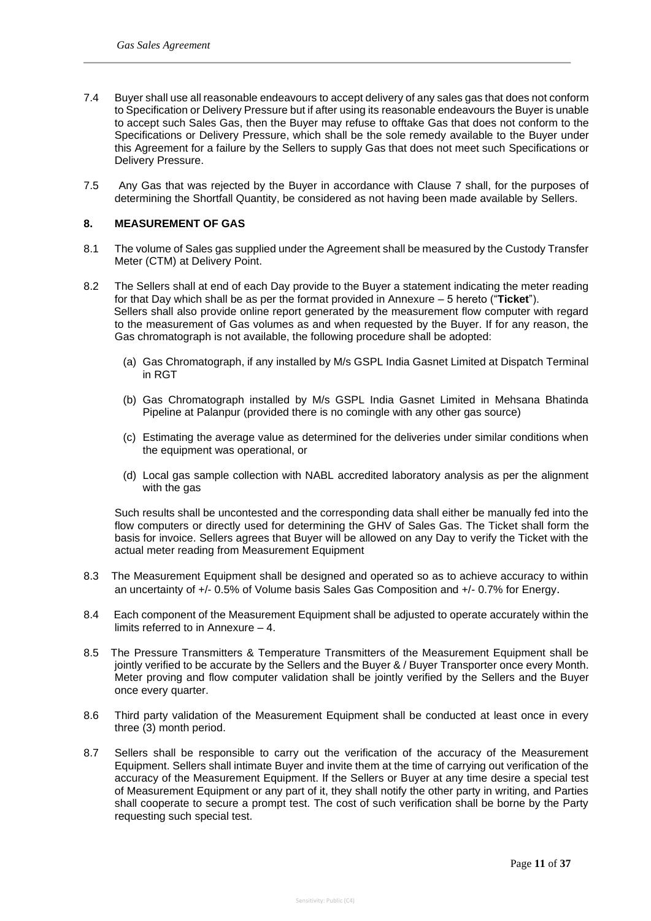7.4 Buyer shall use all reasonable endeavours to accept delivery of any sales gas that does not conform to Specification or Delivery Pressure but if after using its reasonable endeavours the Buyer is unable to accept such Sales Gas, then the Buyer may refuse to offtake Gas that does not conform to the Specifications or Delivery Pressure, which shall be the sole remedy available to the Buyer under this Agreement for a failure by the Sellers to supply Gas that does not meet such Specifications or Delivery Pressure.

7.5 Any Gas that was rejected by the Buyer in accordance with Clause 7 shall, for the purposes of determining the Shortfall Quantity, be considered as not having been made available by Sellers.

## 8. MEASUREMENT OF GAS

8.1 The volume of Sales gas supplied under the Agreement shall be measured by the Custody Transfer Meter (CTM) at Delivery Point.

8.2 The Sellers shall at end of each Day provide to the Buyer a statement indicating the meter reading for that Day which shall be as per the format provided in Annexure – 5 hereto ("**Ticket**"). Sellers shall also provide online report generated by the measurement flow computer with regard to the measurement of Gas volumes as and when requested by the Buyer. If for any reason, the Gas chromatograph is not available, the following procedure shall be adopted:

(a) Gas Chromatograph, if any installed by M/s GSPL India Gasnet Limited at Dispatch Terminal in RGT

(b) Gas Chromatograph installed by M/s GSPL India Gasnet Limited in Mehsana Bhatinda Pipeline at Palanpur (provided there is no comingle with any other gas source)

(c) Estimating the average value as determined for the deliveries under similar conditions when the equipment was operational, or

(d) Local gas sample collection with NABL accredited laboratory analysis as per the alignment with the gas

Such results shall be uncontested and the corresponding data shall either be manually fed into the flow computers or directly used for determining the GHV of Sales Gas. The Ticket shall form the basis for invoice. Sellers agrees that Buyer will be allowed on any Day to verify the Ticket with the actual meter reading from Measurement Equipment

8.3 The Measurement Equipment shall be designed and operated so as to achieve accuracy to within an uncertainty of +/- 0.5% of Volume basis Sales Gas Composition and +/- 0.7% for Energy.

8.4 Each component of the Measurement Equipment shall be adjusted to operate accurately within the limits referred to in Annexure – 4.

8.5 The Pressure Transmitters & Temperature Transmitters of the Measurement Equipment shall be jointly verified to be accurate by the Sellers and the Buyer & / Buyer Transporter once every Month. Meter proving and flow computer validation shall be jointly verified by the Sellers and the Buyer once every quarter.

8.6 Third party validation of the Measurement Equipment shall be conducted at least once in every three (3) month period.

8.7 Sellers shall be responsible to carry out the verification of the accuracy of the Measurement Equipment. Sellers shall intimate Buyer and invite them at the time of carrying out verification of the accuracy of the Measurement Equipment. If the Sellers or Buyer at any time desire a special test of Measurement Equipment or any part of it, they shall notify the other party in writing, and Parties shall cooperate to secure a prompt test. The cost of such verification shall be borne by the Party requesting such special test.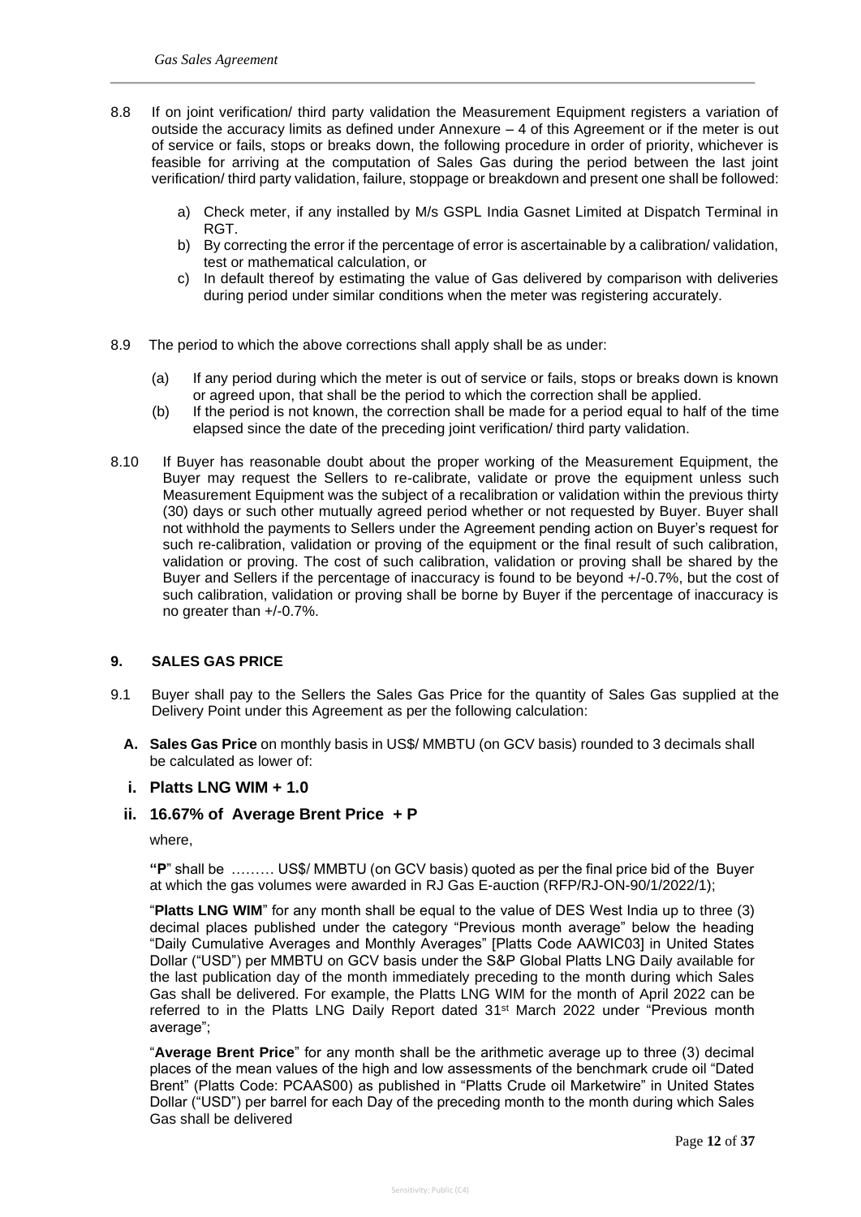8.8 If on joint verification/ third party validation the Measurement Equipment registers a variation of outside the accuracy limits as defined under Annexure – 4 of this Agreement or if the meter is out of service or fails, stops or breaks down, the following procedure in order of priority, whichever is feasible for arriving at the computation of Sales Gas during the period between the last joint verification/ third party validation, failure, stoppage or breakdown and present one shall be followed:

a) Check meter, if any installed by M/s GSPL India Gasnet Limited at Dispatch Terminal in RGT.
b) By correcting the error if the percentage of error is ascertainable by a calibration/ validation, test or mathematical calculation, or
c) In default thereof by estimating the value of Gas delivered by comparison with deliveries during period under similar conditions when the meter was registering accurately.

8.9 The period to which the above corrections shall apply shall be as under:

(a) If any period during which the meter is out of service or fails, stops or breaks down is known or agreed upon, that shall be the period to which the correction shall be applied.
(b) If the period is not known, the correction shall be made for a period equal to half of the time elapsed since the date of the preceding joint verification/ third party validation.

8.10 If Buyer has reasonable doubt about the proper working of the Measurement Equipment, the Buyer may request the Sellers to re-calibrate, validate or prove the equipment unless such Measurement Equipment was the subject of a recalibration or validation within the previous thirty (30) days or such other mutually agreed period whether or not requested by Buyer. Buyer shall not withhold the payments to Sellers under the Agreement pending action on Buyer's request for such re-calibration, validation or proving of the equipment or the final result of such calibration, validation or proving. The cost of such calibration, validation or proving shall be shared by the Buyer and Sellers if the percentage of inaccuracy is found to be beyond +/-0.7%, but the cost of such calibration, validation or proving shall be borne by Buyer if the percentage of inaccuracy is no greater than +/-0.7%.

## 9. SALES GAS PRICE

9.1 Buyer shall pay to the Sellers the Sales Gas Price for the quantity of Sales Gas supplied at the Delivery Point under this Agreement as per the following calculation:

**A. Sales Gas Price** on monthly basis in US$/ MMBTU (on GCV basis) rounded to 3 decimals shall be calculated as lower of:

### i. Platts LNG WIM + 1.0

### ii. 16.67% of Average Brent Price + P

where,

**"P"** shall be ……… US$/ MMBTU (on GCV basis) quoted as per the final price bid of the Buyer at which the gas volumes were awarded in RJ Gas E-auction (RFP/RJ-ON-90/1/2022/1);

"**Platts LNG WIM**" for any month shall be equal to the value of DES West India up to three (3) decimal places published under the category "Previous month average" below the heading "Daily Cumulative Averages and Monthly Averages" [Platts Code AAWIC03] in United States Dollar ("USD") per MMBTU on GCV basis under the S&P Global Platts LNG Daily available for the last publication day of the month immediately preceding to the month during which Sales Gas shall be delivered. For example, the Platts LNG WIM for the month of April 2022 can be referred to in the Platts LNG Daily Report dated 31st March 2022 under "Previous month average";

"**Average Brent Price**" for any month shall be the arithmetic average up to three (3) decimal places of the mean values of the high and low assessments of the benchmark crude oil "Dated Brent" (Platts Code: PCAAS00) as published in "Platts Crude oil Marketwire" in United States Dollar ("USD") per barrel for each Day of the preceding month to the month during which Sales Gas shall be delivered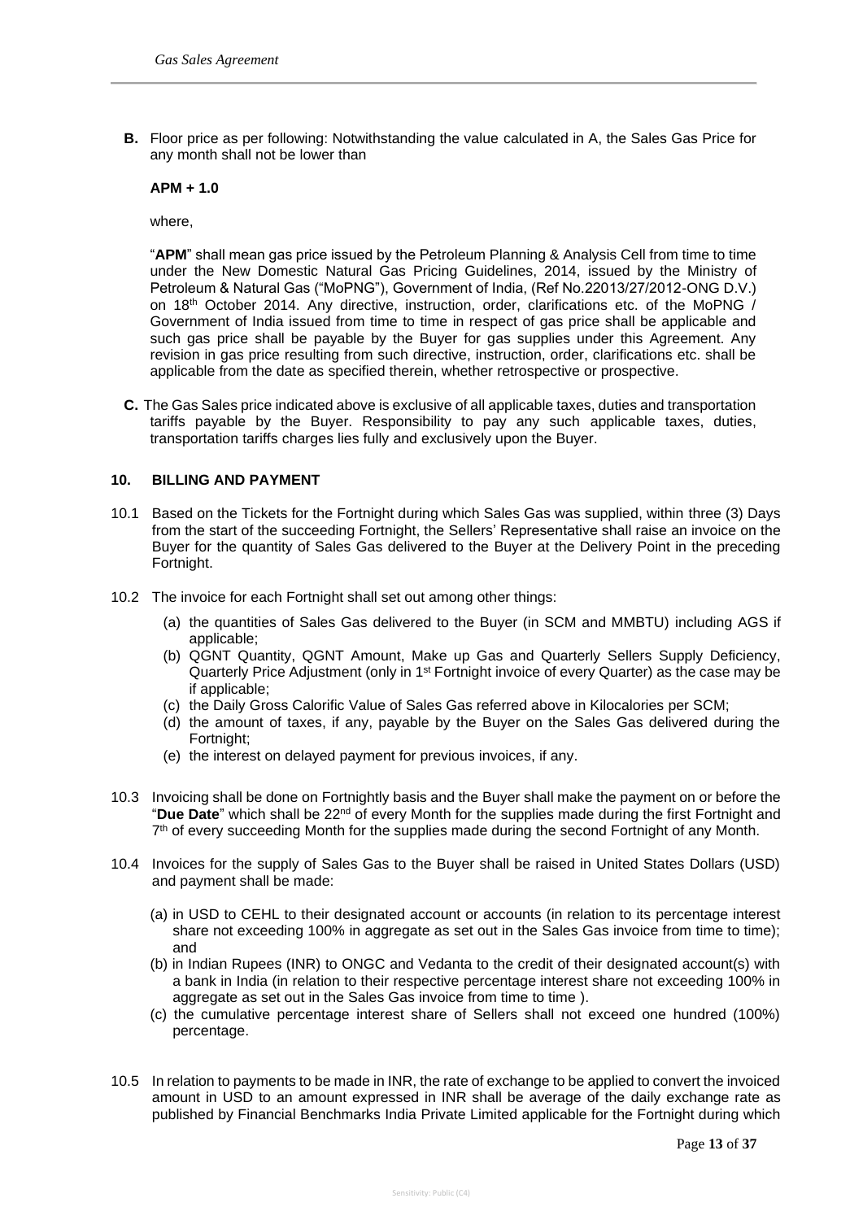**B.** Floor price as per following: Notwithstanding the value calculated in A, the Sales Gas Price for any month shall not be lower than

**APM + 1.0**

where,

"**APM**" shall mean gas price issued by the Petroleum Planning & Analysis Cell from time to time under the New Domestic Natural Gas Pricing Guidelines, 2014, issued by the Ministry of Petroleum & Natural Gas ("MoPNG"), Government of India, (Ref No.22013/27/2012-ONG D.V.) on 18th October 2014. Any directive, instruction, order, clarifications etc. of the MoPNG / Government of India issued from time to time in respect of gas price shall be applicable and such gas price shall be payable by the Buyer for gas supplies under this Agreement. Any revision in gas price resulting from such directive, instruction, order, clarifications etc. shall be applicable from the date as specified therein, whether retrospective or prospective.

**C.** The Gas Sales price indicated above is exclusive of all applicable taxes, duties and transportation tariffs payable by the Buyer. Responsibility to pay any such applicable taxes, duties, transportation tariffs charges lies fully and exclusively upon the Buyer.

## 10. BILLING AND PAYMENT

10.1 Based on the Tickets for the Fortnight during which Sales Gas was supplied, within three (3) Days from the start of the succeeding Fortnight, the Sellers' Representative shall raise an invoice on the Buyer for the quantity of Sales Gas delivered to the Buyer at the Delivery Point in the preceding Fortnight.

10.2 The invoice for each Fortnight shall set out among other things:

(a) the quantities of Sales Gas delivered to the Buyer (in SCM and MMBTU) including AGS if applicable;
(b) QGNT Quantity, QGNT Amount, Make up Gas and Quarterly Sellers Supply Deficiency, Quarterly Price Adjustment (only in 1st Fortnight invoice of every Quarter) as the case may be if applicable;
(c) the Daily Gross Calorific Value of Sales Gas referred above in Kilocalories per SCM;
(d) the amount of taxes, if any, payable by the Buyer on the Sales Gas delivered during the Fortnight;
(e) the interest on delayed payment for previous invoices, if any.

10.3 Invoicing shall be done on Fortnightly basis and the Buyer shall make the payment on or before the "**Due Date**" which shall be 22nd of every Month for the supplies made during the first Fortnight and 7th of every succeeding Month for the supplies made during the second Fortnight of any Month.

10.4 Invoices for the supply of Sales Gas to the Buyer shall be raised in United States Dollars (USD) and payment shall be made:

(a) in USD to CEHL to their designated account or accounts (in relation to its percentage interest share not exceeding 100% in aggregate as set out in the Sales Gas invoice from time to time); and
(b) in Indian Rupees (INR) to ONGC and Vedanta to the credit of their designated account(s) with a bank in India (in relation to their respective percentage interest share not exceeding 100% in aggregate as set out in the Sales Gas invoice from time to time ).
(c) the cumulative percentage interest share of Sellers shall not exceed one hundred (100%) percentage.

10.5 In relation to payments to be made in INR, the rate of exchange to be applied to convert the invoiced amount in USD to an amount expressed in INR shall be average of the daily exchange rate as published by Financial Benchmarks India Private Limited applicable for the Fortnight during which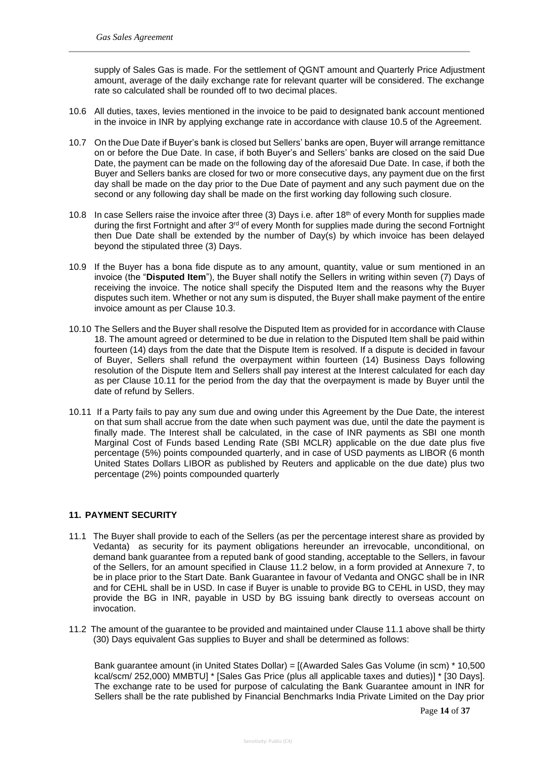supply of Sales Gas is made. For the settlement of QGNT amount and Quarterly Price Adjustment amount, average of the daily exchange rate for relevant quarter will be considered. The exchange rate so calculated shall be rounded off to two decimal places.

10.6 All duties, taxes, levies mentioned in the invoice to be paid to designated bank account mentioned in the invoice in INR by applying exchange rate in accordance with clause 10.5 of the Agreement.

10.7 On the Due Date if Buyer's bank is closed but Sellers' banks are open, Buyer will arrange remittance on or before the Due Date. In case, if both Buyer's and Sellers' banks are closed on the said Due Date, the payment can be made on the following day of the aforesaid Due Date. In case, if both the Buyer and Sellers banks are closed for two or more consecutive days, any payment due on the first day shall be made on the day prior to the Due Date of payment and any such payment due on the second or any following day shall be made on the first working day following such closure.

10.8 In case Sellers raise the invoice after three (3) Days i.e. after 18th of every Month for supplies made during the first Fortnight and after 3rd of every Month for supplies made during the second Fortnight then Due Date shall be extended by the number of Day(s) by which invoice has been delayed beyond the stipulated three (3) Days.

10.9 If the Buyer has a bona fide dispute as to any amount, quantity, value or sum mentioned in an invoice (the "**Disputed Item**"), the Buyer shall notify the Sellers in writing within seven (7) Days of receiving the invoice. The notice shall specify the Disputed Item and the reasons why the Buyer disputes such item. Whether or not any sum is disputed, the Buyer shall make payment of the entire invoice amount as per Clause 10.3.

10.10 The Sellers and the Buyer shall resolve the Disputed Item as provided for in accordance with Clause 18. The amount agreed or determined to be due in relation to the Disputed Item shall be paid within fourteen (14) days from the date that the Dispute Item is resolved. If a dispute is decided in favour of Buyer, Sellers shall refund the overpayment within fourteen (14) Business Days following resolution of the Dispute Item and Sellers shall pay interest at the Interest calculated for each day as per Clause 10.11 for the period from the day that the overpayment is made by Buyer until the date of refund by Sellers.

10.11 If a Party fails to pay any sum due and owing under this Agreement by the Due Date, the interest on that sum shall accrue from the date when such payment was due, until the date the payment is finally made. The Interest shall be calculated, in the case of INR payments as SBI one month Marginal Cost of Funds based Lending Rate (SBI MCLR) applicable on the due date plus five percentage (5%) points compounded quarterly, and in case of USD payments as LIBOR (6 month United States Dollars LIBOR as published by Reuters and applicable on the due date) plus two percentage (2%) points compounded quarterly

## 11. PAYMENT SECURITY

11.1 The Buyer shall provide to each of the Sellers (as per the percentage interest share as provided by Vedanta) as security for its payment obligations hereunder an irrevocable, unconditional, on demand bank guarantee from a reputed bank of good standing, acceptable to the Sellers, in favour of the Sellers, for an amount specified in Clause 11.2 below, in a form provided at Annexure 7, to be in place prior to the Start Date. Bank Guarantee in favour of Vedanta and ONGC shall be in INR and for CEHL shall be in USD. In case if Buyer is unable to provide BG to CEHL in USD, they may provide the BG in INR, payable in USD by BG issuing bank directly to overseas account on invocation.

11.2 The amount of the guarantee to be provided and maintained under Clause 11.1 above shall be thirty (30) Days equivalent Gas supplies to Buyer and shall be determined as follows:

Bank guarantee amount (in United States Dollar) = [(Awarded Sales Gas Volume (in scm) * 10,500 kcal/scm/ 252,000) MMBTU] * [Sales Gas Price (plus all applicable taxes and duties)] * [30 Days]. The exchange rate to be used for purpose of calculating the Bank Guarantee amount in INR for Sellers shall be the rate published by Financial Benchmarks India Private Limited on the Day prior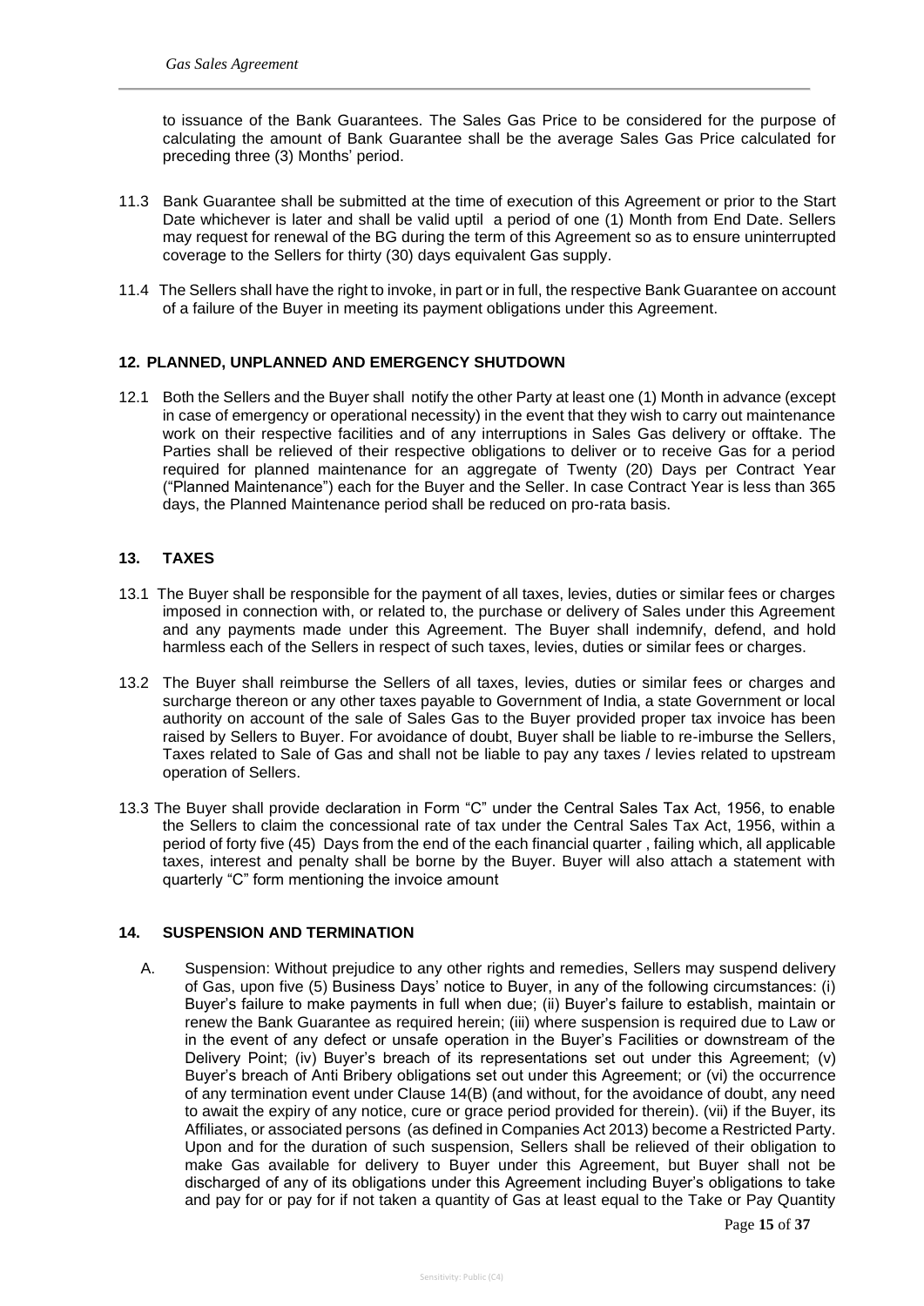to issuance of the Bank Guarantees. The Sales Gas Price to be considered for the purpose of calculating the amount of Bank Guarantee shall be the average Sales Gas Price calculated for preceding three (3) Months' period.

11.3 Bank Guarantee shall be submitted at the time of execution of this Agreement or prior to the Start Date whichever is later and shall be valid uptil a period of one (1) Month from End Date. Sellers may request for renewal of the BG during the term of this Agreement so as to ensure uninterrupted coverage to the Sellers for thirty (30) days equivalent Gas supply.

11.4 The Sellers shall have the right to invoke, in part or in full, the respective Bank Guarantee on account of a failure of the Buyer in meeting its payment obligations under this Agreement.

## 12. PLANNED, UNPLANNED AND EMERGENCY SHUTDOWN

12.1 Both the Sellers and the Buyer shall notify the other Party at least one (1) Month in advance (except in case of emergency or operational necessity) in the event that they wish to carry out maintenance work on their respective facilities and of any interruptions in Sales Gas delivery or offtake. The Parties shall be relieved of their respective obligations to deliver or to receive Gas for a period required for planned maintenance for an aggregate of Twenty (20) Days per Contract Year ("Planned Maintenance") each for the Buyer and the Seller. In case Contract Year is less than 365 days, the Planned Maintenance period shall be reduced on pro-rata basis.

## 13. TAXES

13.1 The Buyer shall be responsible for the payment of all taxes, levies, duties or similar fees or charges imposed in connection with, or related to, the purchase or delivery of Sales under this Agreement and any payments made under this Agreement. The Buyer shall indemnify, defend, and hold harmless each of the Sellers in respect of such taxes, levies, duties or similar fees or charges.

13.2 The Buyer shall reimburse the Sellers of all taxes, levies, duties or similar fees or charges and surcharge thereon or any other taxes payable to Government of India, a state Government or local authority on account of the sale of Sales Gas to the Buyer provided proper tax invoice has been raised by Sellers to Buyer. For avoidance of doubt, Buyer shall be liable to re-imburse the Sellers, Taxes related to Sale of Gas and shall not be liable to pay any taxes / levies related to upstream operation of Sellers.

13.3 The Buyer shall provide declaration in Form "C" under the Central Sales Tax Act, 1956, to enable the Sellers to claim the concessional rate of tax under the Central Sales Tax Act, 1956, within a period of forty five (45) Days from the end of the each financial quarter , failing which, all applicable taxes, interest and penalty shall be borne by the Buyer. Buyer will also attach a statement with quarterly "C" form mentioning the invoice amount

## 14. SUSPENSION AND TERMINATION

A. Suspension: Without prejudice to any other rights and remedies, Sellers may suspend delivery of Gas, upon five (5) Business Days' notice to Buyer, in any of the following circumstances: (i) Buyer's failure to make payments in full when due; (ii) Buyer's failure to establish, maintain or renew the Bank Guarantee as required herein; (iii) where suspension is required due to Law or in the event of any defect or unsafe operation in the Buyer's Facilities or downstream of the Delivery Point; (iv) Buyer's breach of its representations set out under this Agreement; (v) Buyer's breach of Anti Bribery obligations set out under this Agreement; or (vi) the occurrence of any termination event under Clause 14(B) (and without, for the avoidance of doubt, any need to await the expiry of any notice, cure or grace period provided for therein). (vii) if the Buyer, its Affiliates, or associated persons (as defined in Companies Act 2013) become a Restricted Party. Upon and for the duration of such suspension, Sellers shall be relieved of their obligation to make Gas available for delivery to Buyer under this Agreement, but Buyer shall not be discharged of any of its obligations under this Agreement including Buyer's obligations to take and pay for or pay for if not taken a quantity of Gas at least equal to the Take or Pay Quantity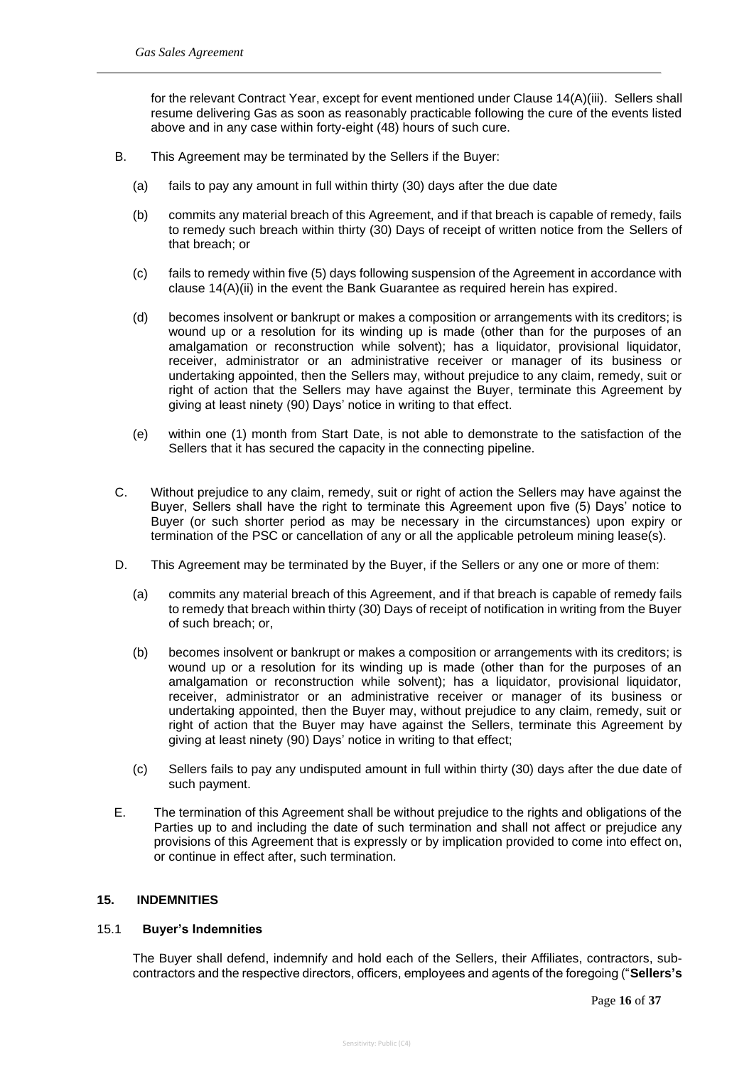for the relevant Contract Year, except for event mentioned under Clause 14(A)(iii). Sellers shall resume delivering Gas as soon as reasonably practicable following the cure of the events listed above and in any case within forty-eight (48) hours of such cure.

B. This Agreement may be terminated by the Sellers if the Buyer:

  (a) fails to pay any amount in full within thirty (30) days after the due date

  (b) commits any material breach of this Agreement, and if that breach is capable of remedy, fails to remedy such breach within thirty (30) Days of receipt of written notice from the Sellers of that breach; or

  (c) fails to remedy within five (5) days following suspension of the Agreement in accordance with clause 14(A)(ii) in the event the Bank Guarantee as required herein has expired.

  (d) becomes insolvent or bankrupt or makes a composition or arrangements with its creditors; is wound up or a resolution for its winding up is made (other than for the purposes of an amalgamation or reconstruction while solvent); has a liquidator, provisional liquidator, receiver, administrator or an administrative receiver or manager of its business or undertaking appointed, then the Sellers may, without prejudice to any claim, remedy, suit or right of action that the Sellers may have against the Buyer, terminate this Agreement by giving at least ninety (90) Days' notice in writing to that effect.

  (e) within one (1) month from Start Date, is not able to demonstrate to the satisfaction of the Sellers that it has secured the capacity in the connecting pipeline.

C. Without prejudice to any claim, remedy, suit or right of action the Sellers may have against the Buyer, Sellers shall have the right to terminate this Agreement upon five (5) Days' notice to Buyer (or such shorter period as may be necessary in the circumstances) upon expiry or termination of the PSC or cancellation of any or all the applicable petroleum mining lease(s).

D. This Agreement may be terminated by the Buyer, if the Sellers or any one or more of them:

  (a) commits any material breach of this Agreement, and if that breach is capable of remedy fails to remedy that breach within thirty (30) Days of receipt of notification in writing from the Buyer of such breach; or,

  (b) becomes insolvent or bankrupt or makes a composition or arrangements with its creditors; is wound up or a resolution for its winding up is made (other than for the purposes of an amalgamation or reconstruction while solvent); has a liquidator, provisional liquidator, receiver, administrator or an administrative receiver or manager of its business or undertaking appointed, then the Buyer may, without prejudice to any claim, remedy, suit or right of action that the Buyer may have against the Sellers, terminate this Agreement by giving at least ninety (90) Days' notice in writing to that effect;

  (c) Sellers fails to pay any undisputed amount in full within thirty (30) days after the due date of such payment.

E. The termination of this Agreement shall be without prejudice to the rights and obligations of the Parties up to and including the date of such termination and shall not affect or prejudice any provisions of this Agreement that is expressly or by implication provided to come into effect on, or continue in effect after, such termination.

## 15. INDEMNITIES

### 15.1 Buyer's Indemnities

The Buyer shall defend, indemnify and hold each of the Sellers, their Affiliates, contractors, sub-contractors and the respective directors, officers, employees and agents of the foregoing ("**Sellers's**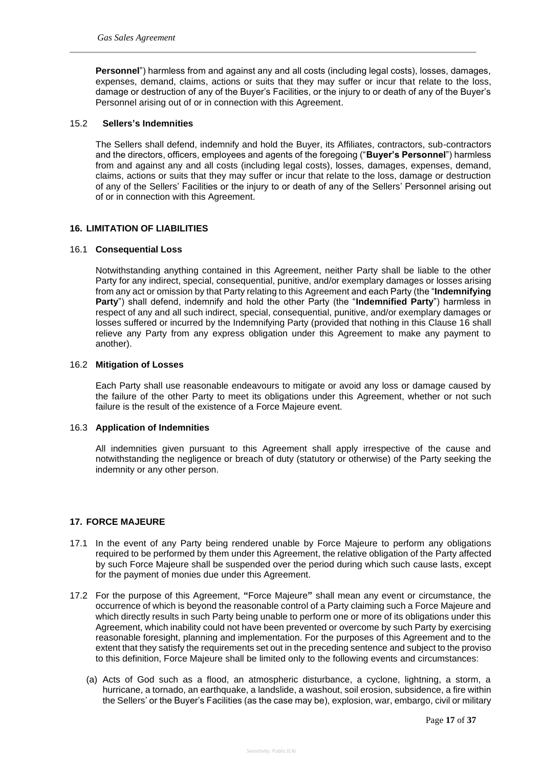**Personnel**") harmless from and against any and all costs (including legal costs), losses, damages, expenses, demand, claims, actions or suits that they may suffer or incur that relate to the loss, damage or destruction of any of the Buyer's Facilities, or the injury to or death of any of the Buyer's Personnel arising out of or in connection with this Agreement.

### 15.2 Sellers's Indemnities

The Sellers shall defend, indemnify and hold the Buyer, its Affiliates, contractors, sub-contractors and the directors, officers, employees and agents of the foregoing ("**Buyer's Personnel**") harmless from and against any and all costs (including legal costs), losses, damages, expenses, demand, claims, actions or suits that they may suffer or incur that relate to the loss, damage or destruction of any of the Sellers' Facilities or the injury to or death of any of the Sellers' Personnel arising out of or in connection with this Agreement.

## 16. LIMITATION OF LIABILITIES

### 16.1 Consequential Loss

Notwithstanding anything contained in this Agreement, neither Party shall be liable to the other Party for any indirect, special, consequential, punitive, and/or exemplary damages or losses arising from any act or omission by that Party relating to this Agreement and each Party (the "**Indemnifying Party**") shall defend, indemnify and hold the other Party (the "**Indemnified Party**") harmless in respect of any and all such indirect, special, consequential, punitive, and/or exemplary damages or losses suffered or incurred by the Indemnifying Party (provided that nothing in this Clause 16 shall relieve any Party from any express obligation under this Agreement to make any payment to another).

### 16.2 Mitigation of Losses

Each Party shall use reasonable endeavours to mitigate or avoid any loss or damage caused by the failure of the other Party to meet its obligations under this Agreement, whether or not such failure is the result of the existence of a Force Majeure event.

### 16.3 Application of Indemnities

All indemnities given pursuant to this Agreement shall apply irrespective of the cause and notwithstanding the negligence or breach of duty (statutory or otherwise) of the Party seeking the indemnity or any other person.

## 17. FORCE MAJEURE

17.1 In the event of any Party being rendered unable by Force Majeure to perform any obligations required to be performed by them under this Agreement, the relative obligation of the Party affected by such Force Majeure shall be suspended over the period during which such cause lasts, except for the payment of monies due under this Agreement.

17.2 For the purpose of this Agreement, **"**Force Majeure**"** shall mean any event or circumstance, the occurrence of which is beyond the reasonable control of a Party claiming such a Force Majeure and which directly results in such Party being unable to perform one or more of its obligations under this Agreement, which inability could not have been prevented or overcome by such Party by exercising reasonable foresight, planning and implementation. For the purposes of this Agreement and to the extent that they satisfy the requirements set out in the preceding sentence and subject to the proviso to this definition, Force Majeure shall be limited only to the following events and circumstances:

(a) Acts of God such as a flood, an atmospheric disturbance, a cyclone, lightning, a storm, a hurricane, a tornado, an earthquake, a landslide, a washout, soil erosion, subsidence, a fire within the Sellers' or the Buyer's Facilities (as the case may be), explosion, war, embargo, civil or military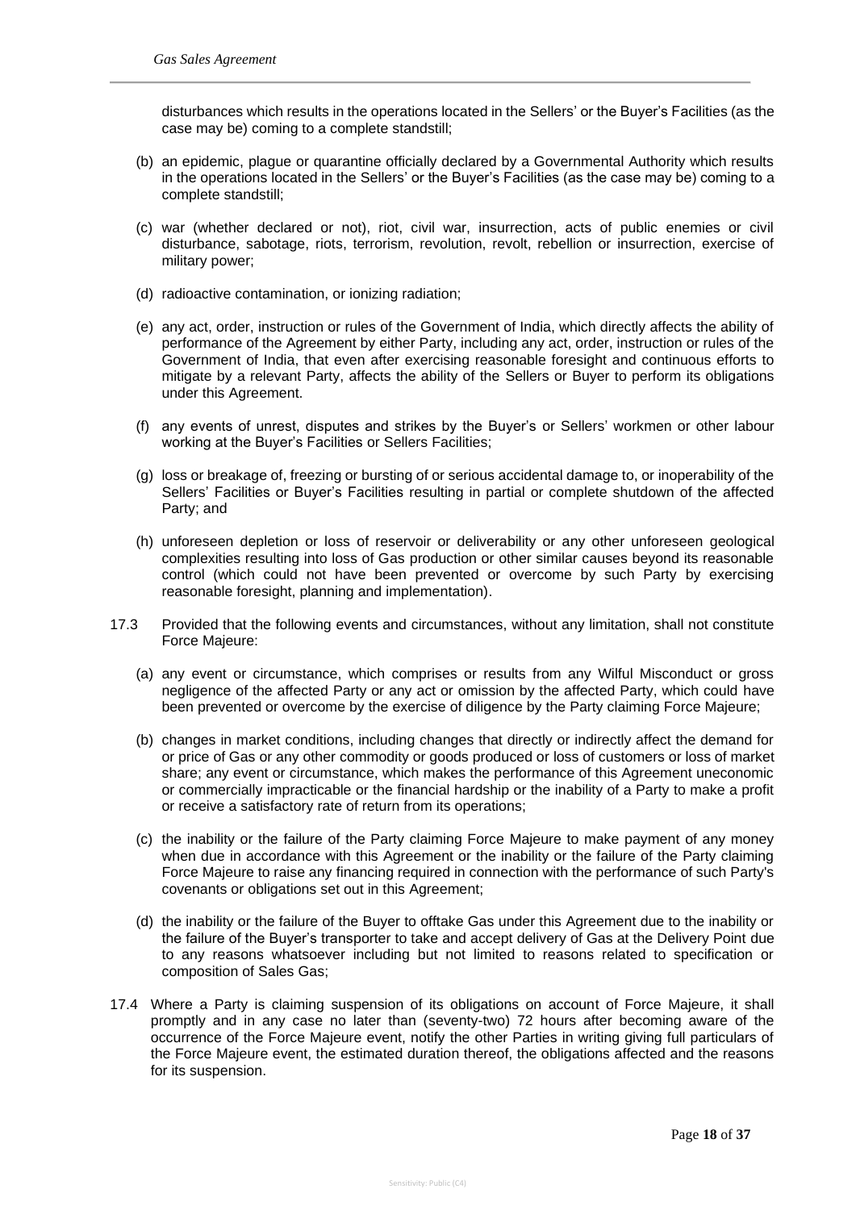disturbances which results in the operations located in the Sellers' or the Buyer's Facilities (as the case may be) coming to a complete standstill;

(b) an epidemic, plague or quarantine officially declared by a Governmental Authority which results in the operations located in the Sellers' or the Buyer's Facilities (as the case may be) coming to a complete standstill;

(c) war (whether declared or not), riot, civil war, insurrection, acts of public enemies or civil disturbance, sabotage, riots, terrorism, revolution, revolt, rebellion or insurrection, exercise of military power;

(d) radioactive contamination, or ionizing radiation;

(e) any act, order, instruction or rules of the Government of India, which directly affects the ability of performance of the Agreement by either Party, including any act, order, instruction or rules of the Government of India, that even after exercising reasonable foresight and continuous efforts to mitigate by a relevant Party, affects the ability of the Sellers or Buyer to perform its obligations under this Agreement.

(f) any events of unrest, disputes and strikes by the Buyer's or Sellers' workmen or other labour working at the Buyer's Facilities or Sellers Facilities;

(g) loss or breakage of, freezing or bursting of or serious accidental damage to, or inoperability of the Sellers' Facilities or Buyer's Facilities resulting in partial or complete shutdown of the affected Party; and

(h) unforeseen depletion or loss of reservoir or deliverability or any other unforeseen geological complexities resulting into loss of Gas production or other similar causes beyond its reasonable control (which could not have been prevented or overcome by such Party by exercising reasonable foresight, planning and implementation).

17.3 Provided that the following events and circumstances, without any limitation, shall not constitute Force Majeure:

(a) any event or circumstance, which comprises or results from any Wilful Misconduct or gross negligence of the affected Party or any act or omission by the affected Party, which could have been prevented or overcome by the exercise of diligence by the Party claiming Force Majeure;

(b) changes in market conditions, including changes that directly or indirectly affect the demand for or price of Gas or any other commodity or goods produced or loss of customers or loss of market share; any event or circumstance, which makes the performance of this Agreement uneconomic or commercially impracticable or the financial hardship or the inability of a Party to make a profit or receive a satisfactory rate of return from its operations;

(c) the inability or the failure of the Party claiming Force Majeure to make payment of any money when due in accordance with this Agreement or the inability or the failure of the Party claiming Force Majeure to raise any financing required in connection with the performance of such Party's covenants or obligations set out in this Agreement;

(d) the inability or the failure of the Buyer to offtake Gas under this Agreement due to the inability or the failure of the Buyer's transporter to take and accept delivery of Gas at the Delivery Point due to any reasons whatsoever including but not limited to reasons related to specification or composition of Sales Gas;

17.4 Where a Party is claiming suspension of its obligations on account of Force Majeure, it shall promptly and in any case no later than (seventy-two) 72 hours after becoming aware of the occurrence of the Force Majeure event, notify the other Parties in writing giving full particulars of the Force Majeure event, the estimated duration thereof, the obligations affected and the reasons for its suspension.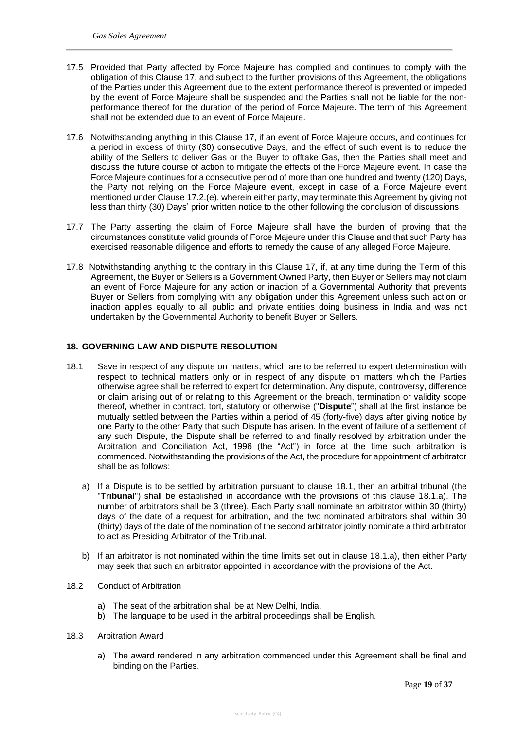17.5 Provided that Party affected by Force Majeure has complied and continues to comply with the obligation of this Clause 17, and subject to the further provisions of this Agreement, the obligations of the Parties under this Agreement due to the extent performance thereof is prevented or impeded by the event of Force Majeure shall be suspended and the Parties shall not be liable for the non-performance thereof for the duration of the period of Force Majeure. The term of this Agreement shall not be extended due to an event of Force Majeure.

17.6 Notwithstanding anything in this Clause 17, if an event of Force Majeure occurs, and continues for a period in excess of thirty (30) consecutive Days, and the effect of such event is to reduce the ability of the Sellers to deliver Gas or the Buyer to offtake Gas, then the Parties shall meet and discuss the future course of action to mitigate the effects of the Force Majeure event. In case the Force Majeure continues for a consecutive period of more than one hundred and twenty (120) Days, the Party not relying on the Force Majeure event, except in case of a Force Majeure event mentioned under Clause 17.2.(e), wherein either party, may terminate this Agreement by giving not less than thirty (30) Days' prior written notice to the other following the conclusion of discussions

17.7 The Party asserting the claim of Force Majeure shall have the burden of proving that the circumstances constitute valid grounds of Force Majeure under this Clause and that such Party has exercised reasonable diligence and efforts to remedy the cause of any alleged Force Majeure.

17.8 Notwithstanding anything to the contrary in this Clause 17, if, at any time during the Term of this Agreement, the Buyer or Sellers is a Government Owned Party, then Buyer or Sellers may not claim an event of Force Majeure for any action or inaction of a Governmental Authority that prevents Buyer or Sellers from complying with any obligation under this Agreement unless such action or inaction applies equally to all public and private entities doing business in India and was not undertaken by the Governmental Authority to benefit Buyer or Sellers.

## 18. GOVERNING LAW AND DISPUTE RESOLUTION

18.1 Save in respect of any dispute on matters, which are to be referred to expert determination with respect to technical matters only or in respect of any dispute on matters which the Parties otherwise agree shall be referred to expert for determination. Any dispute, controversy, difference or claim arising out of or relating to this Agreement or the breach, termination or validity scope thereof, whether in contract, tort, statutory or otherwise ("**Dispute**") shall at the first instance be mutually settled between the Parties within a period of 45 (forty-five) days after giving notice by one Party to the other Party that such Dispute has arisen. In the event of failure of a settlement of any such Dispute, the Dispute shall be referred to and finally resolved by arbitration under the Arbitration and Conciliation Act, 1996 (the "Act") in force at the time such arbitration is commenced. Notwithstanding the provisions of the Act, the procedure for appointment of arbitrator shall be as follows:

a) If a Dispute is to be settled by arbitration pursuant to clause 18.1, then an arbitral tribunal (the "**Tribunal**") shall be established in accordance with the provisions of this clause 18.1.a). The number of arbitrators shall be 3 (three). Each Party shall nominate an arbitrator within 30 (thirty) days of the date of a request for arbitration, and the two nominated arbitrators shall within 30 (thirty) days of the date of the nomination of the second arbitrator jointly nominate a third arbitrator to act as Presiding Arbitrator of the Tribunal.

b) If an arbitrator is not nominated within the time limits set out in clause 18.1.a), then either Party may seek that such an arbitrator appointed in accordance with the provisions of the Act.

18.2 Conduct of Arbitration

a) The seat of the arbitration shall be at New Delhi, India.
b) The language to be used in the arbitral proceedings shall be English.

18.3 Arbitration Award

a) The award rendered in any arbitration commenced under this Agreement shall be final and binding on the Parties.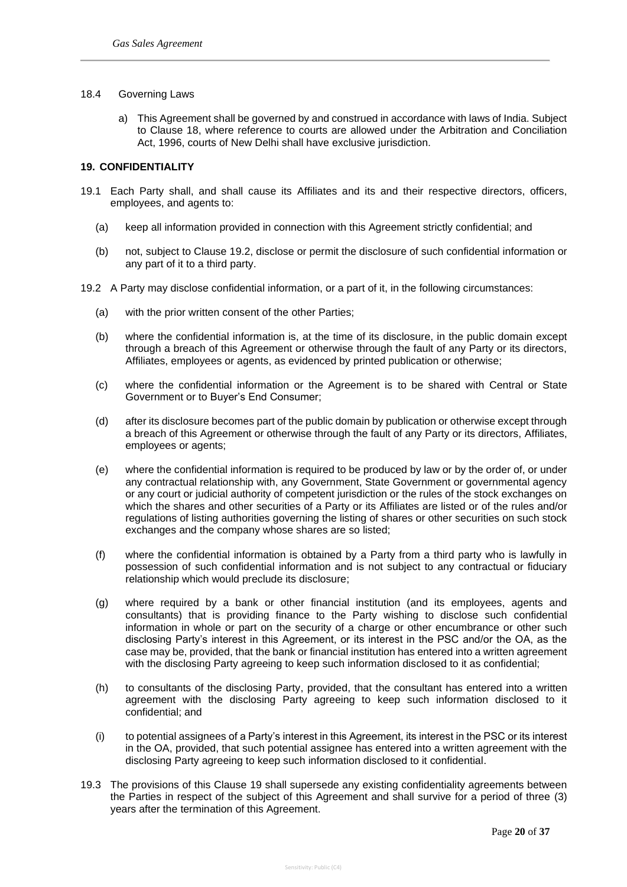18.4 Governing Laws

a) This Agreement shall be governed by and construed in accordance with laws of India. Subject to Clause 18, where reference to courts are allowed under the Arbitration and Conciliation Act, 1996, courts of New Delhi shall have exclusive jurisdiction.

## 19. CONFIDENTIALITY

19.1 Each Party shall, and shall cause its Affiliates and its and their respective directors, officers, employees, and agents to:

(a) keep all information provided in connection with this Agreement strictly confidential; and

(b) not, subject to Clause 19.2, disclose or permit the disclosure of such confidential information or any part of it to a third party.

19.2 A Party may disclose confidential information, or a part of it, in the following circumstances:

(a) with the prior written consent of the other Parties;

(b) where the confidential information is, at the time of its disclosure, in the public domain except through a breach of this Agreement or otherwise through the fault of any Party or its directors, Affiliates, employees or agents, as evidenced by printed publication or otherwise;

(c) where the confidential information or the Agreement is to be shared with Central or State Government or to Buyer's End Consumer;

(d) after its disclosure becomes part of the public domain by publication or otherwise except through a breach of this Agreement or otherwise through the fault of any Party or its directors, Affiliates, employees or agents;

(e) where the confidential information is required to be produced by law or by the order of, or under any contractual relationship with, any Government, State Government or governmental agency or any court or judicial authority of competent jurisdiction or the rules of the stock exchanges on which the shares and other securities of a Party or its Affiliates are listed or of the rules and/or regulations of listing authorities governing the listing of shares or other securities on such stock exchanges and the company whose shares are so listed;

(f) where the confidential information is obtained by a Party from a third party who is lawfully in possession of such confidential information and is not subject to any contractual or fiduciary relationship which would preclude its disclosure;

(g) where required by a bank or other financial institution (and its employees, agents and consultants) that is providing finance to the Party wishing to disclose such confidential information in whole or part on the security of a charge or other encumbrance or other such disclosing Party's interest in this Agreement, or its interest in the PSC and/or the OA, as the case may be, provided, that the bank or financial institution has entered into a written agreement with the disclosing Party agreeing to keep such information disclosed to it as confidential;

(h) to consultants of the disclosing Party, provided, that the consultant has entered into a written agreement with the disclosing Party agreeing to keep such information disclosed to it confidential; and

(i) to potential assignees of a Party's interest in this Agreement, its interest in the PSC or its interest in the OA, provided, that such potential assignee has entered into a written agreement with the disclosing Party agreeing to keep such information disclosed to it confidential.

19.3 The provisions of this Clause 19 shall supersede any existing confidentiality agreements between the Parties in respect of the subject of this Agreement and shall survive for a period of three (3) years after the termination of this Agreement.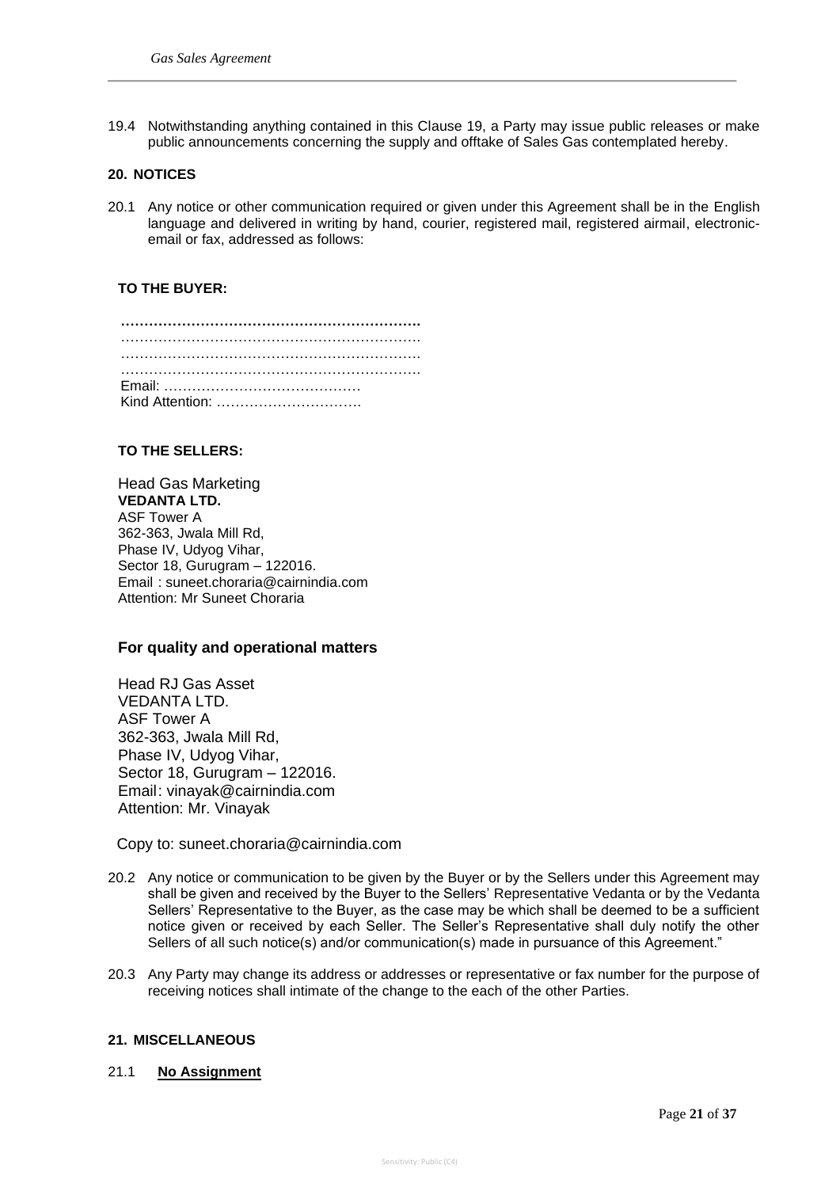19.4 Notwithstanding anything contained in this Clause 19, a Party may issue public releases or make public announcements concerning the supply and offtake of Sales Gas contemplated hereby.

## 20. NOTICES

20.1 Any notice or other communication required or given under this Agreement shall be in the English language and delivered in writing by hand, courier, registered mail, registered airmail, electronic-email or fax, addressed as follows:

**TO THE BUYER:**

**……………………………………………………….**
……………………………………………………….
……………………………………………………….
……………………………………………………….
Email: ……………………………………
Kind Attention: ………………………….

**TO THE SELLERS:**

Head Gas Marketing
**VEDANTA LTD.**
ASF Tower A
362-363, Jwala Mill Rd,
Phase IV, Udyog Vihar,
Sector 18, Gurugram – 122016.
Email : suneet.choraria@cairnindia.com
Attention: Mr Suneet Choraria

**For quality and operational matters**

Head RJ Gas Asset
VEDANTA LTD.
ASF Tower A
362-363, Jwala Mill Rd,
Phase IV, Udyog Vihar,
Sector 18, Gurugram – 122016.
Email: vinayak@cairnindia.com
Attention: Mr. Vinayak

Copy to: suneet.choraria@cairnindia.com

20.2 Any notice or communication to be given by the Buyer or by the Sellers under this Agreement may shall be given and received by the Buyer to the Sellers' Representative Vedanta or by the Vedanta Sellers' Representative to the Buyer, as the case may be which shall be deemed to be a sufficient notice given or received by each Seller. The Seller's Representative shall duly notify the other Sellers of all such notice(s) and/or communication(s) made in pursuance of this Agreement."

20.3 Any Party may change its address or addresses or representative or fax number for the purpose of receiving notices shall intimate of the change to the each of the other Parties.

## 21. MISCELLANEOUS

21.1 **No Assignment**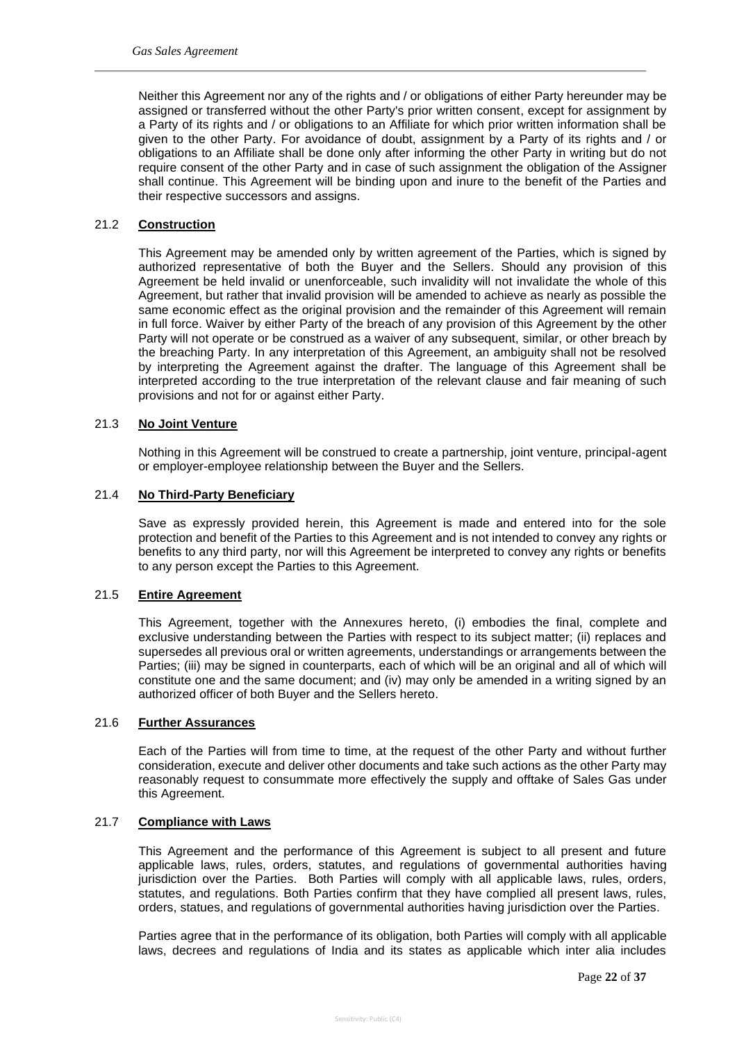Neither this Agreement nor any of the rights and / or obligations of either Party hereunder may be assigned or transferred without the other Party's prior written consent, except for assignment by a Party of its rights and / or obligations to an Affiliate for which prior written information shall be given to the other Party. For avoidance of doubt, assignment by a Party of its rights and / or obligations to an Affiliate shall be done only after informing the other Party in writing but do not require consent of the other Party and in case of such assignment the obligation of the Assigner shall continue. This Agreement will be binding upon and inure to the benefit of the Parties and their respective successors and assigns.

### 21.2 **Construction**

This Agreement may be amended only by written agreement of the Parties, which is signed by authorized representative of both the Buyer and the Sellers. Should any provision of this Agreement be held invalid or unenforceable, such invalidity will not invalidate the whole of this Agreement, but rather that invalid provision will be amended to achieve as nearly as possible the same economic effect as the original provision and the remainder of this Agreement will remain in full force. Waiver by either Party of the breach of any provision of this Agreement by the other Party will not operate or be construed as a waiver of any subsequent, similar, or other breach by the breaching Party. In any interpretation of this Agreement, an ambiguity shall not be resolved by interpreting the Agreement against the drafter. The language of this Agreement shall be interpreted according to the true interpretation of the relevant clause and fair meaning of such provisions and not for or against either Party.

### 21.3 **No Joint Venture**

Nothing in this Agreement will be construed to create a partnership, joint venture, principal-agent or employer-employee relationship between the Buyer and the Sellers.

### 21.4 **No Third-Party Beneficiary**

Save as expressly provided herein, this Agreement is made and entered into for the sole protection and benefit of the Parties to this Agreement and is not intended to convey any rights or benefits to any third party, nor will this Agreement be interpreted to convey any rights or benefits to any person except the Parties to this Agreement.

### 21.5 **Entire Agreement**

This Agreement, together with the Annexures hereto, (i) embodies the final, complete and exclusive understanding between the Parties with respect to its subject matter; (ii) replaces and supersedes all previous oral or written agreements, understandings or arrangements between the Parties; (iii) may be signed in counterparts, each of which will be an original and all of which will constitute one and the same document; and (iv) may only be amended in a writing signed by an authorized officer of both Buyer and the Sellers hereto.

### 21.6 **Further Assurances**

Each of the Parties will from time to time, at the request of the other Party and without further consideration, execute and deliver other documents and take such actions as the other Party may reasonably request to consummate more effectively the supply and offtake of Sales Gas under this Agreement.

### 21.7 **Compliance with Laws**

This Agreement and the performance of this Agreement is subject to all present and future applicable laws, rules, orders, statutes, and regulations of governmental authorities having jurisdiction over the Parties. Both Parties will comply with all applicable laws, rules, orders, statutes, and regulations. Both Parties confirm that they have complied all present laws, rules, orders, statues, and regulations of governmental authorities having jurisdiction over the Parties.

Parties agree that in the performance of its obligation, both Parties will comply with all applicable laws, decrees and regulations of India and its states as applicable which inter alia includes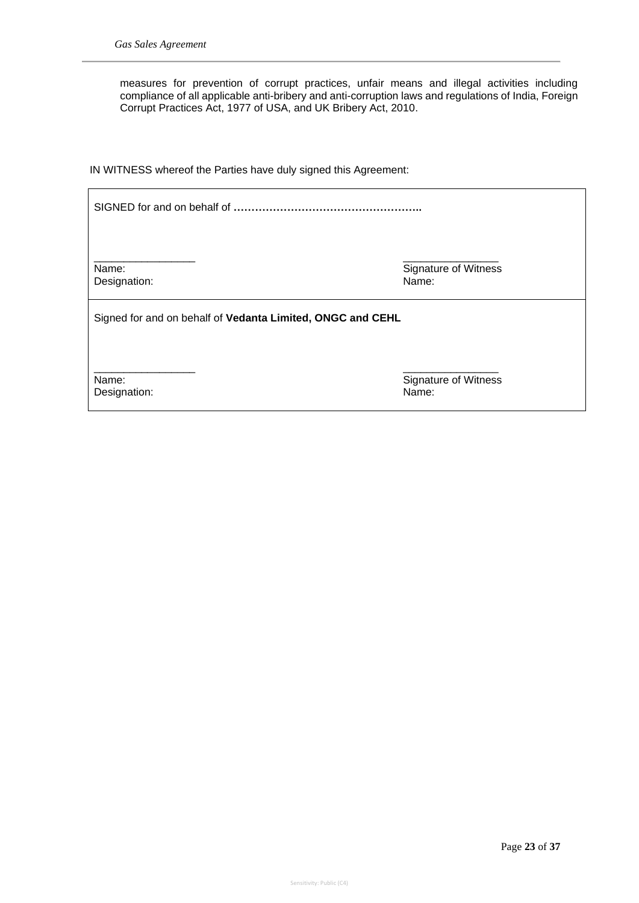measures for prevention of corrupt practices, unfair means and illegal activities including compliance of all applicable anti-bribery and anti-corruption laws and regulations of India, Foreign Corrupt Practices Act, 1977 of USA, and UK Bribery Act, 2010.

IN WITNESS whereof the Parties have duly signed this Agreement:

| SIGNED for and on behalf of **……………………………………………..** | |
|---|---|
| _________________<br>Name:<br>Designation: | _________________<br>Signature of Witness<br>Name: |
| Signed for and on behalf of **Vedanta Limited, ONGC and CEHL** | |
| _________________<br>Name:<br>Designation: | _________________<br>Signature of Witness<br>Name: |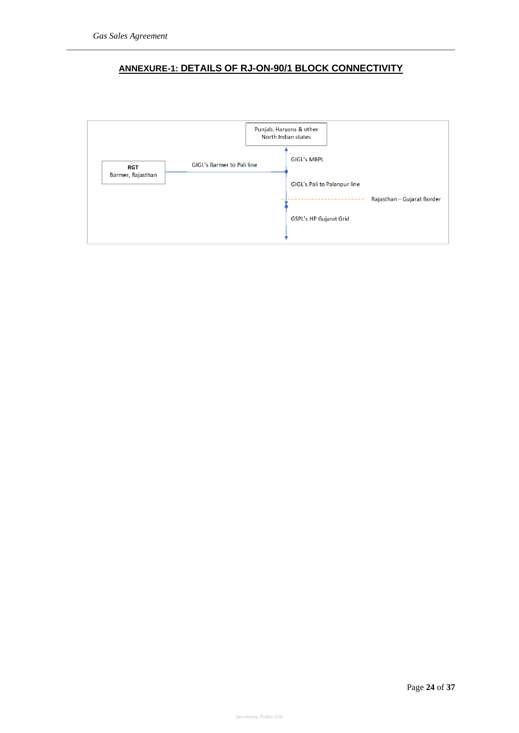## ANNEXURE-1: DETAILS OF RJ-ON-90/1 BLOCK CONNECTIVITY

Punjab, Haryana & other North Indian states

GIGL's MBPL

RGT
Barmer, Rajasthan

GIGL's Barmer to Pali line

GIGL's Pali to Palanpur line

Rajasthan – Gujarat Border

GSPL's HP Gujarat Grid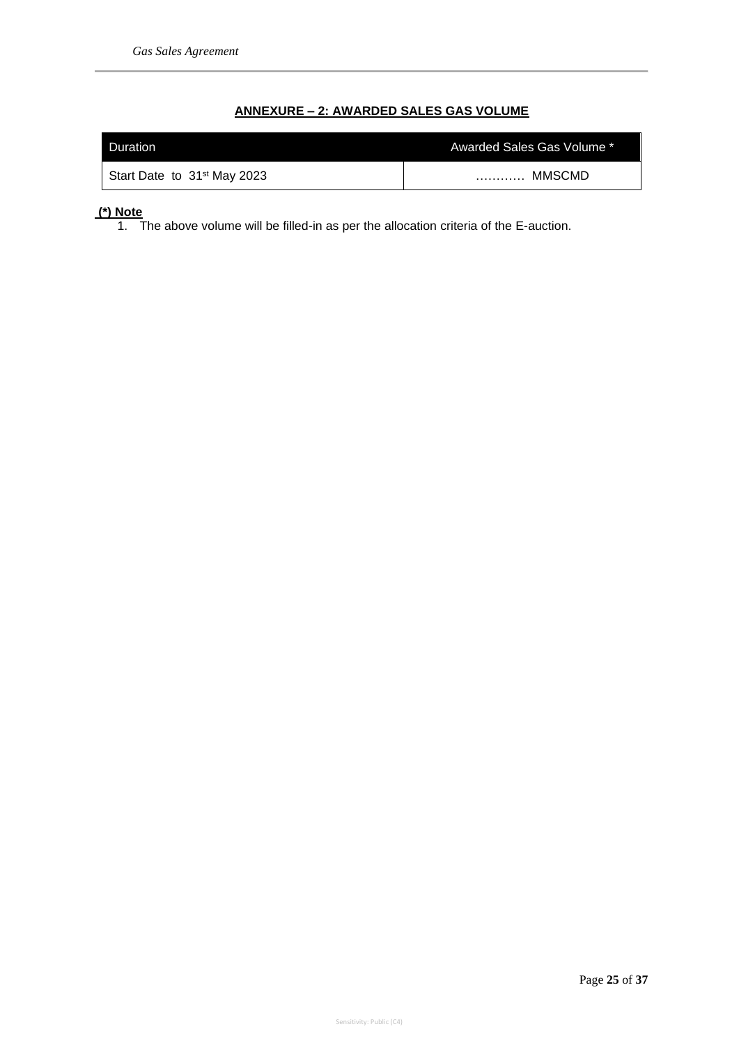## ANNEXURE – 2: AWARDED SALES GAS VOLUME

| Duration | Awarded Sales Gas Volume * |
| --- | --- |
| Start Date to 31st May 2023 | ………… MMSCMD |

**(*) Note**

1. The above volume will be filled-in as per the allocation criteria of the E-auction.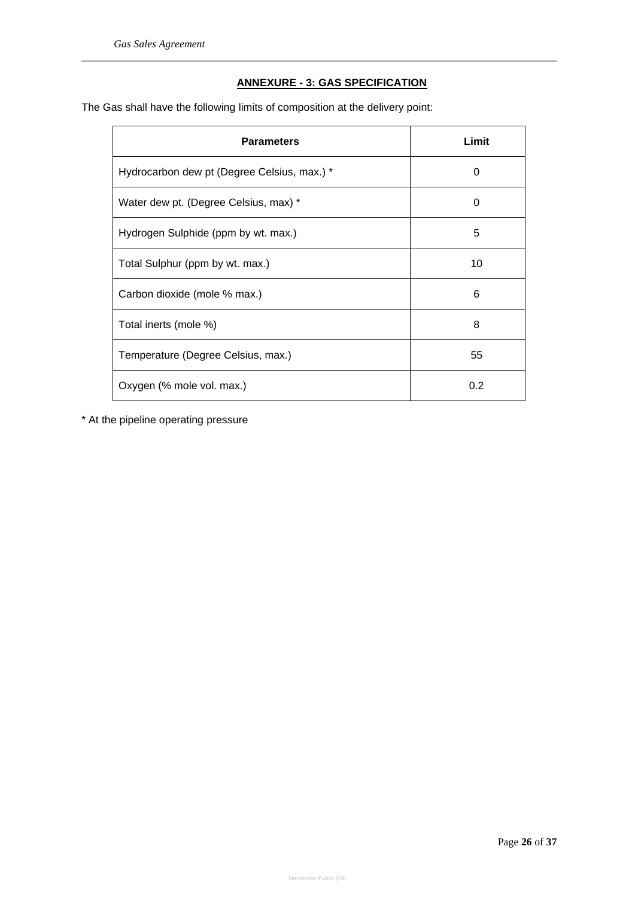## ANNEXURE - 3: GAS SPECIFICATION

The Gas shall have the following limits of composition at the delivery point:

| Parameters | Limit |
|---|---|
| Hydrocarbon dew pt (Degree Celsius, max.) * | 0 |
| Water dew pt. (Degree Celsius, max) * | 0 |
| Hydrogen Sulphide (ppm by wt. max.) | 5 |
| Total Sulphur (ppm by wt. max.) | 10 |
| Carbon dioxide (mole % max.) | 6 |
| Total inerts (mole %) | 8 |
| Temperature (Degree Celsius, max.) | 55 |
| Oxygen (% mole vol. max.) | 0.2 |

* At the pipeline operating pressure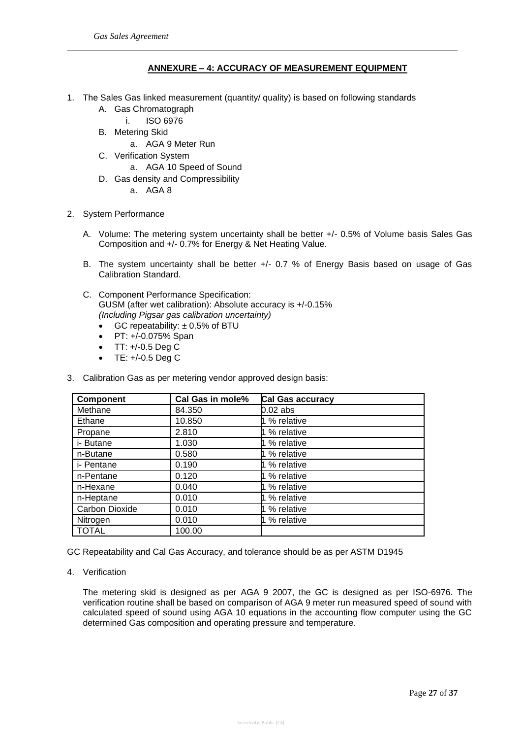## ANNEXURE – 4: ACCURACY OF MEASUREMENT EQUIPMENT

1. The Sales Gas linked measurement (quantity/ quality) is based on following standards
   A. Gas Chromatograph
      i. ISO 6976
   B. Metering Skid
      a. AGA 9 Meter Run
   C. Verification System
      a. AGA 10 Speed of Sound
   D. Gas density and Compressibility
      a. AGA 8

2. System Performance

   A. Volume: The metering system uncertainty shall be better +/- 0.5% of Volume basis Sales Gas Composition and +/- 0.7% for Energy & Net Heating Value.

   B. The system uncertainty shall be better +/- 0.7 % of Energy Basis based on usage of Gas Calibration Standard.

   C. Component Performance Specification:
      GUSM (after wet calibration): Absolute accuracy is +/-0.15%
      *(Including Pigsar gas calibration uncertainty)*
      - GC repeatability: ± 0.5% of BTU
      - PT: +/-0.075% Span
      - TT: +/-0.5 Deg C
      - TE: +/-0.5 Deg C

3. Calibration Gas as per metering vendor approved design basis:

| Component | Cal Gas in mole% | Cal Gas accuracy |
|---|---|---|
| Methane | 84.350 | 0.02 abs |
| Ethane | 10.850 | 1 % relative |
| Propane | 2.810 | 1 % relative |
| i- Butane | 1.030 | 1 % relative |
| n-Butane | 0.580 | 1 % relative |
| i- Pentane | 0.190 | 1 % relative |
| n-Pentane | 0.120 | 1 % relative |
| n-Hexane | 0.040 | 1 % relative |
| n-Heptane | 0.010 | 1 % relative |
| Carbon Dioxide | 0.010 | 1 % relative |
| Nitrogen | 0.010 | 1 % relative |
| TOTAL | 100.00 | |

GC Repeatability and Cal Gas Accuracy, and tolerance should be as per ASTM D1945

4. Verification

   The metering skid is designed as per AGA 9 2007, the GC is designed as per ISO-6976. The verification routine shall be based on comparison of AGA 9 meter run measured speed of sound with calculated speed of sound using AGA 10 equations in the accounting flow computer using the GC determined Gas composition and operating pressure and temperature.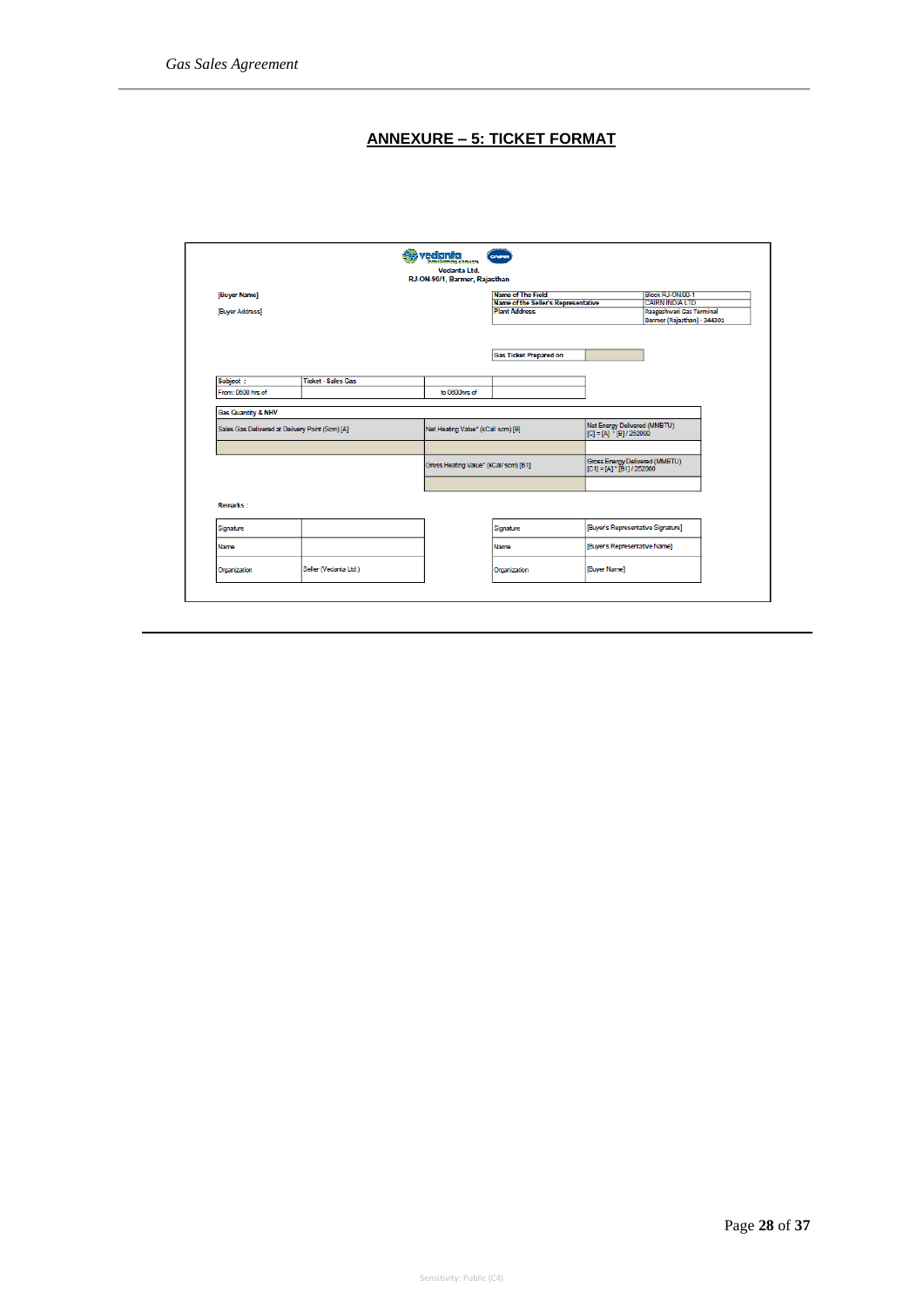# ANNEXURE – 5: TICKET FORMAT

**Vedanta Ltd.**
**RJ-ON-90/1, Barmer, Rajasthan**

**[Buyer Name]**

[Buyer Address]

| | |
|---|---|
| Name of The Field | Block RJ-ON/90-1 |
| Name of the Seller's Representative | CAIRN INDIA LTD |
| Plant Address | Raageshwari Gas Terminal Barmer (Rajasthan) - 344301 |

| | |
|---|---|
| Gas Ticket Prepared on | |

| | | | |
|---|---|---|---|
| Subject : | Ticket - Sales Gas | | |
| From: 0600 hrs of | | to 0600hrs of | |

| Gas Quantity & NHV | | |
|---|---|---|
| Sales Gas Delivered at Delivery Point (Scm) [A] | Net Heating Value* (kCal/ scm) [B] | Net Energy Delivered (MMBTU) [C] = [A] * [B] / 252000 |
| | | |
| | Gross Heating Value* (kCal/ scm) [B1] | Gross Energy Delivered (MMBTU) [C1] = [A] * [B1] / 252000 |
| | | |

Remarks :

| | | | |
|---|---|---|---|
| Signature | | Signature | [Buyer's Representative Signature] |
| Name | | Name | [Buyer's Representative Name] |
| Organization | Seller (Vedanta Ltd.) | Organization | [Buyer Name] |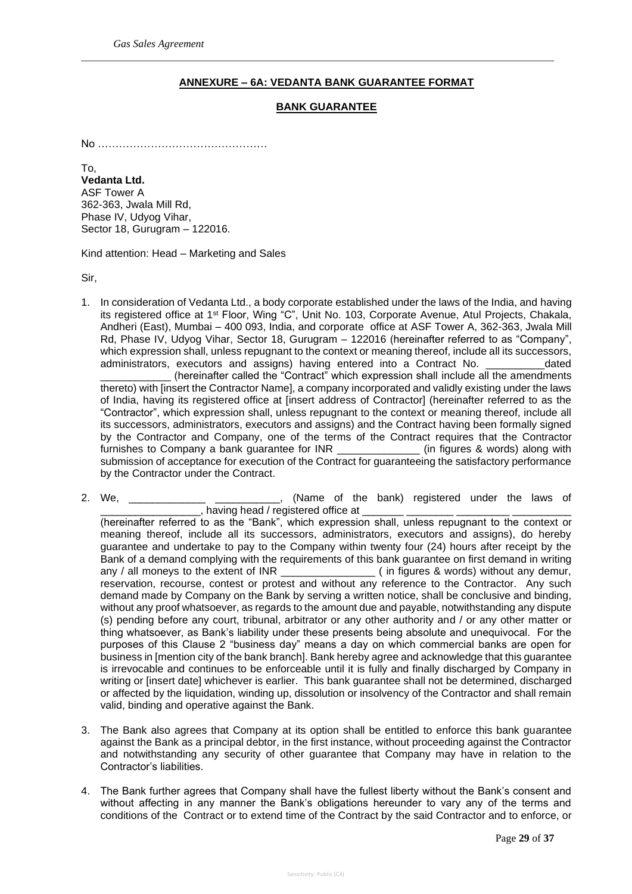## ANNEXURE – 6A: VEDANTA BANK GUARANTEE FORMAT

## BANK GUARANTEE

No …………………………………………

To,
**Vedanta Ltd.**
ASF Tower A
362-363, Jwala Mill Rd,
Phase IV, Udyog Vihar,
Sector 18, Gurugram – 122016.

Kind attention: Head – Marketing and Sales

Sir,

1. In consideration of Vedanta Ltd., a body corporate established under the laws of the India, and having its registered office at 1st Floor, Wing "C", Unit No. 103, Corporate Avenue, Atul Projects, Chakala, Andheri (East), Mumbai – 400 093, India, and corporate office at ASF Tower A, 362-363, Jwala Mill Rd, Phase IV, Udyog Vihar, Sector 18, Gurugram – 122016 (hereinafter referred to as "Company", which expression shall, unless repugnant to the context or meaning thereof, include all its successors, administrators, executors and assigns) having entered into a Contract No. __________dated ____________ (hereinafter called the "Contract" which expression shall include all the amendments thereto) with [insert the Contractor Name], a company incorporated and validly existing under the laws of India, having its registered office at [insert address of Contractor] (hereinafter referred to as the "Contractor", which expression shall, unless repugnant to the context or meaning thereof, include all its successors, administrators, executors and assigns) and the Contract having been formally signed by the Contractor and Company, one of the terms of the Contract requires that the Contractor furnishes to Company a bank guarantee for INR ______________ (in figures & words) along with submission of acceptance for execution of the Contract for guaranteeing the satisfactory performance by the Contractor under the Contract.

2. We, _____________ ___________, (Name of the bank) registered under the laws of _________________, having head / registered office at _______ ________ _________ __________ (hereinafter referred to as the "Bank", which expression shall, unless repugnant to the context or meaning thereof, include all its successors, administrators, executors and assigns), do hereby guarantee and undertake to pay to the Company within twenty four (24) hours after receipt by the Bank of a demand complying with the requirements of this bank guarantee on first demand in writing any / all moneys to the extent of INR ________________ ( in figures & words) without any demur, reservation, recourse, contest or protest and without any reference to the Contractor. Any such demand made by Company on the Bank by serving a written notice, shall be conclusive and binding, without any proof whatsoever, as regards to the amount due and payable, notwithstanding any dispute (s) pending before any court, tribunal, arbitrator or any other authority and / or any other matter or thing whatsoever, as Bank's liability under these presents being absolute and unequivocal. For the purposes of this Clause 2 "business day" means a day on which commercial banks are open for business in [mention city of the bank branch]. Bank hereby agree and acknowledge that this guarantee is irrevocable and continues to be enforceable until it is fully and finally discharged by Company in writing or [insert date] whichever is earlier. This bank guarantee shall not be determined, discharged or affected by the liquidation, winding up, dissolution or insolvency of the Contractor and shall remain valid, binding and operative against the Bank.

3. The Bank also agrees that Company at its option shall be entitled to enforce this bank guarantee against the Bank as a principal debtor, in the first instance, without proceeding against the Contractor and notwithstanding any security of other guarantee that Company may have in relation to the Contractor's liabilities.

4. The Bank further agrees that Company shall have the fullest liberty without the Bank's consent and without affecting in any manner the Bank's obligations hereunder to vary any of the terms and conditions of the Contract or to extend time of the Contract by the said Contractor and to enforce, or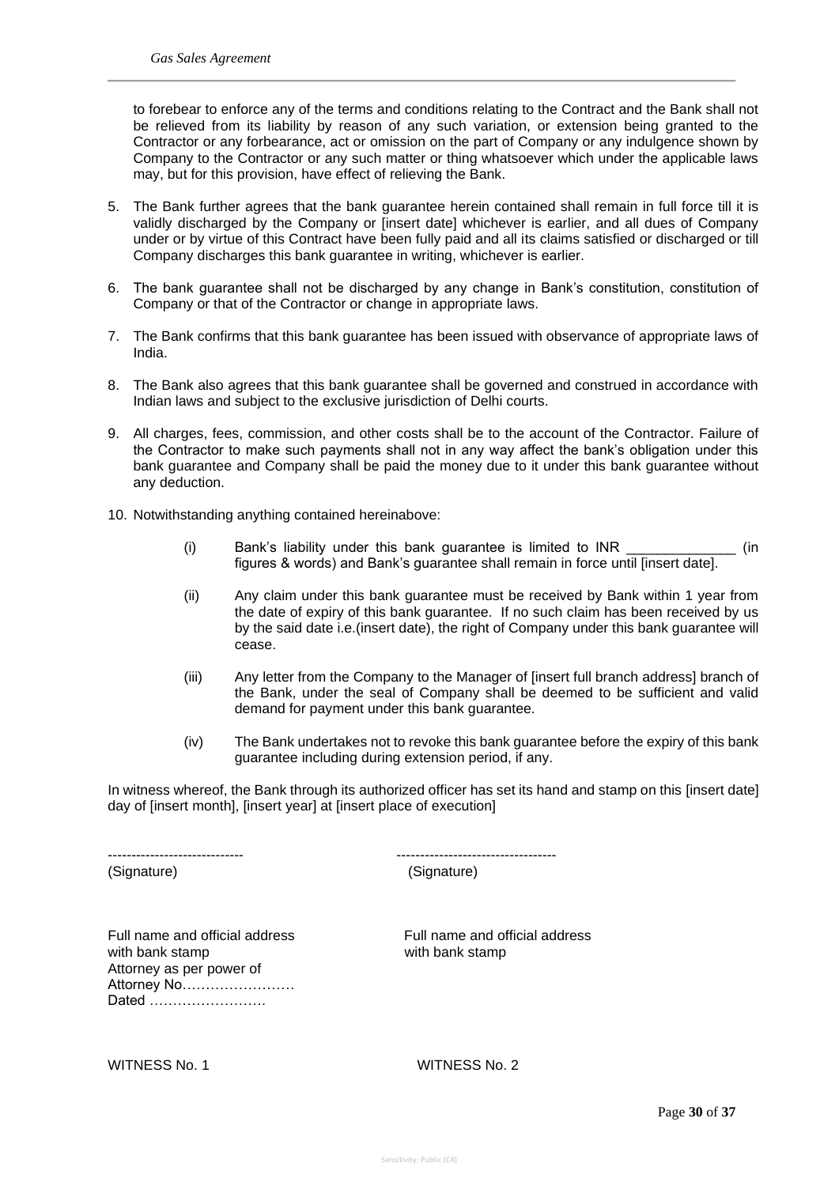to forebear to enforce any of the terms and conditions relating to the Contract and the Bank shall not be relieved from its liability by reason of any such variation, or extension being granted to the Contractor or any forbearance, act or omission on the part of Company or any indulgence shown by Company to the Contractor or any such matter or thing whatsoever which under the applicable laws may, but for this provision, have effect of relieving the Bank.

5. The Bank further agrees that the bank guarantee herein contained shall remain in full force till it is validly discharged by the Company or [insert date] whichever is earlier, and all dues of Company under or by virtue of this Contract have been fully paid and all its claims satisfied or discharged or till Company discharges this bank guarantee in writing, whichever is earlier.

6. The bank guarantee shall not be discharged by any change in Bank's constitution, constitution of Company or that of the Contractor or change in appropriate laws.

7. The Bank confirms that this bank guarantee has been issued with observance of appropriate laws of India.

8. The Bank also agrees that this bank guarantee shall be governed and construed in accordance with Indian laws and subject to the exclusive jurisdiction of Delhi courts.

9. All charges, fees, commission, and other costs shall be to the account of the Contractor. Failure of the Contractor to make such payments shall not in any way affect the bank's obligation under this bank guarantee and Company shall be paid the money due to it under this bank guarantee without any deduction.

10. Notwithstanding anything contained hereinabove:

    (i) Bank's liability under this bank guarantee is limited to INR ______________ (in figures & words) and Bank's guarantee shall remain in force until [insert date].

    (ii) Any claim under this bank guarantee must be received by Bank within 1 year from the date of expiry of this bank guarantee. If no such claim has been received by us by the said date i.e.(insert date), the right of Company under this bank guarantee will cease.

    (iii) Any letter from the Company to the Manager of [insert full branch address] branch of the Bank, under the seal of Company shall be deemed to be sufficient and valid demand for payment under this bank guarantee.

    (iv) The Bank undertakes not to revoke this bank guarantee before the expiry of this bank guarantee including during extension period, if any.

In witness whereof, the Bank through its authorized officer has set its hand and stamp on this [insert date] day of [insert month], [insert year] at [insert place of execution]

| ----------------------------- | ---------------------------------- |
|---|---|
| (Signature) | (Signature) |
| Full name and official address with bank stamp Attorney as per power of Attorney No…………………… Dated ……………………. | Full name and official address with bank stamp |

WITNESS No. 1

WITNESS No. 2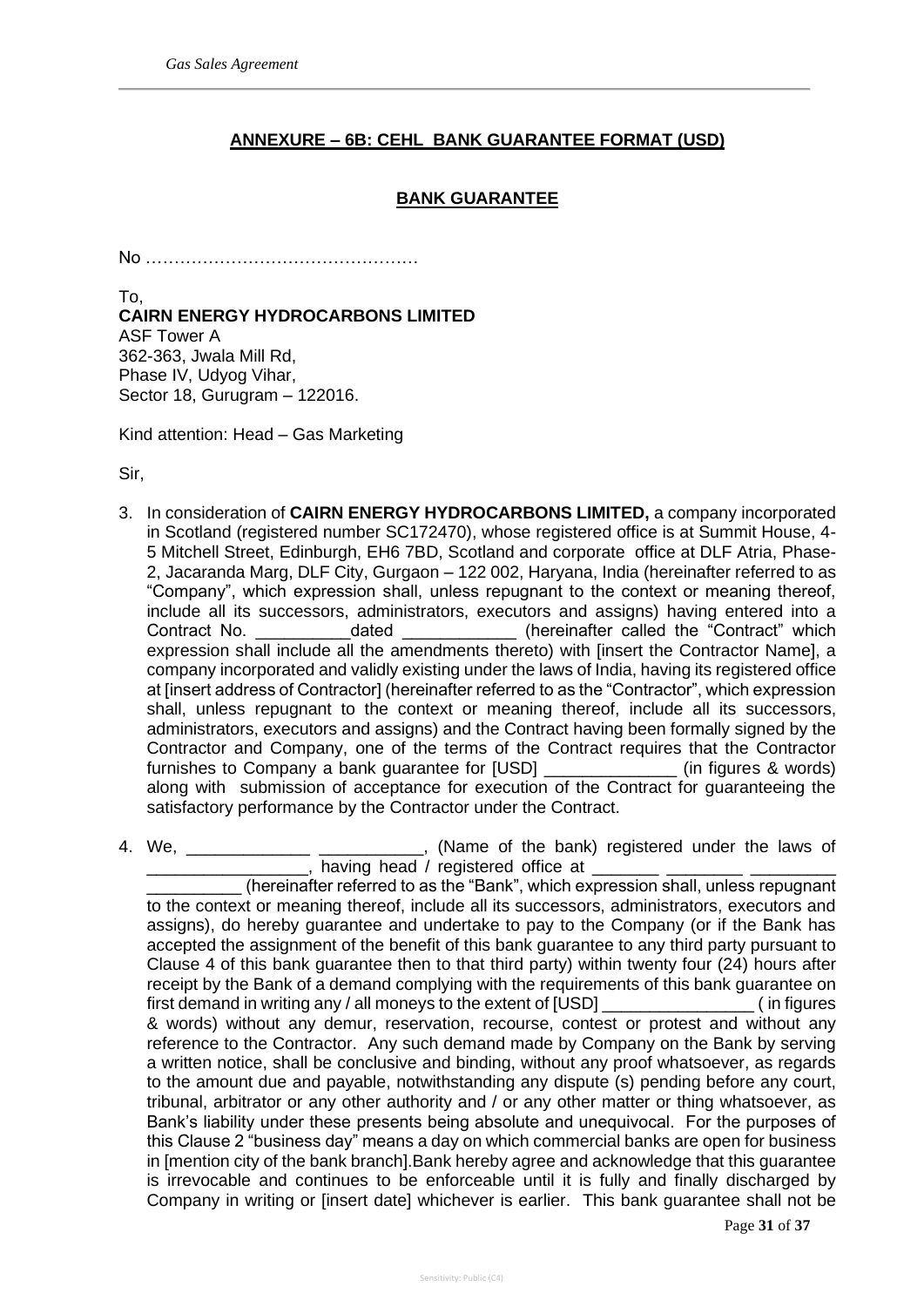## ANNEXURE – 6B: CEHL BANK GUARANTEE FORMAT (USD)

## BANK GUARANTEE

No ………………………………………

To,
**CAIRN ENERGY HYDROCARBONS LIMITED**
ASF Tower A
362-363, Jwala Mill Rd,
Phase IV, Udyog Vihar,
Sector 18, Gurugram – 122016.

Kind attention: Head – Gas Marketing

Sir,

3. In consideration of **CAIRN ENERGY HYDROCARBONS LIMITED,** a company incorporated in Scotland (registered number SC172470), whose registered office is at Summit House, 4-5 Mitchell Street, Edinburgh, EH6 7BD, Scotland and corporate office at DLF Atria, Phase-2, Jacaranda Marg, DLF City, Gurgaon – 122 002, Haryana, India (hereinafter referred to as "Company", which expression shall, unless repugnant to the context or meaning thereof, include all its successors, administrators, executors and assigns) having entered into a Contract No. __________dated ____________ (hereinafter called the "Contract" which expression shall include all the amendments thereto) with [insert the Contractor Name], a company incorporated and validly existing under the laws of India, having its registered office at [insert address of Contractor] (hereinafter referred to as the "Contractor", which expression shall, unless repugnant to the context or meaning thereof, include all its successors, administrators, executors and assigns) and the Contract having been formally signed by the Contractor and Company, one of the terms of the Contract requires that the Contractor furnishes to Company a bank guarantee for [USD] ______________ (in figures & words) along with submission of acceptance for execution of the Contract for guaranteeing the satisfactory performance by the Contractor under the Contract.

4. We, _____________ ___________, (Name of the bank) registered under the laws of _________________, having head / registered office at _______ ________ _________ __________ (hereinafter referred to as the "Bank", which expression shall, unless repugnant to the context or meaning thereof, include all its successors, administrators, executors and assigns), do hereby guarantee and undertake to pay to the Company (or if the Bank has accepted the assignment of the benefit of this bank guarantee to any third party pursuant to Clause 4 of this bank guarantee then to that third party) within twenty four (24) hours after receipt by the Bank of a demand complying with the requirements of this bank guarantee on first demand in writing any / all moneys to the extent of [USD] ________________ ( in figures & words) without any demur, reservation, recourse, contest or protest and without any reference to the Contractor. Any such demand made by Company on the Bank by serving a written notice, shall be conclusive and binding, without any proof whatsoever, as regards to the amount due and payable, notwithstanding any dispute (s) pending before any court, tribunal, arbitrator or any other authority and / or any other matter or thing whatsoever, as Bank's liability under these presents being absolute and unequivocal. For the purposes of this Clause 2 "business day" means a day on which commercial banks are open for business in [mention city of the bank branch].Bank hereby agree and acknowledge that this guarantee is irrevocable and continues to be enforceable until it is fully and finally discharged by Company in writing or [insert date] whichever is earlier. This bank guarantee shall not be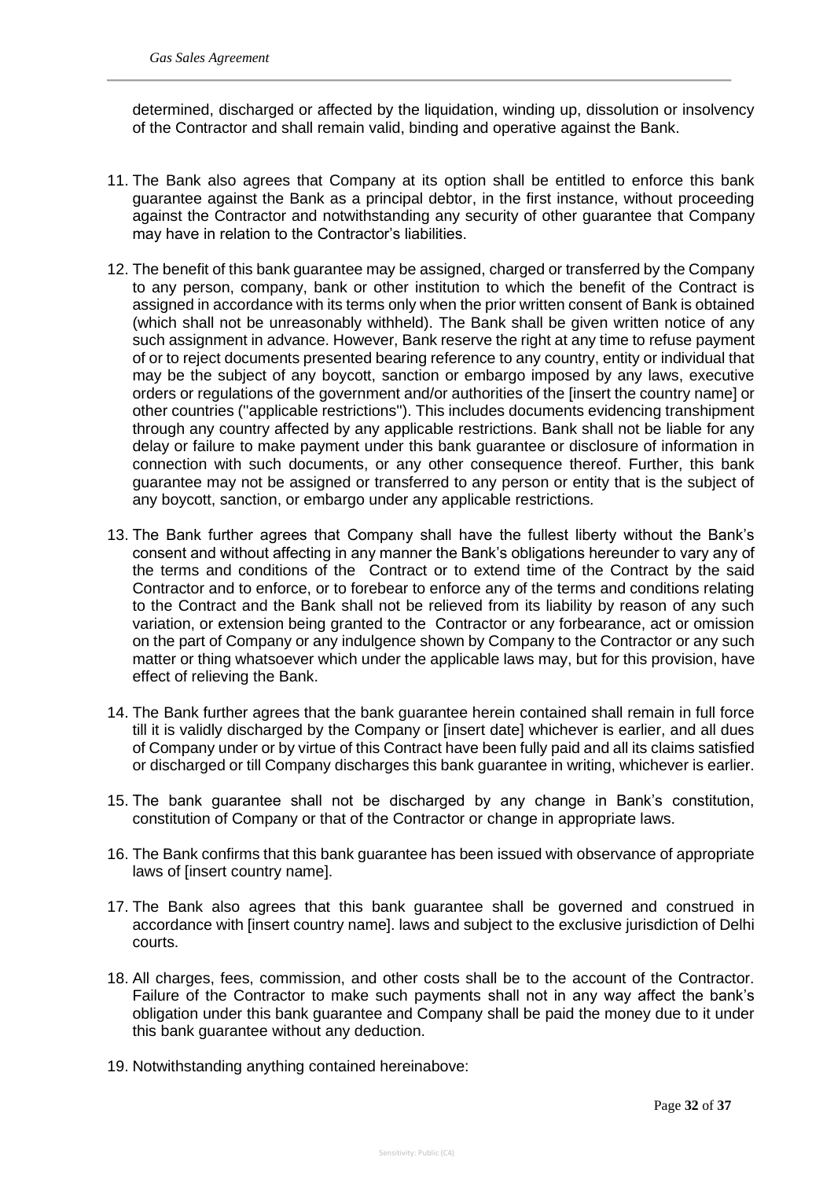determined, discharged or affected by the liquidation, winding up, dissolution or insolvency of the Contractor and shall remain valid, binding and operative against the Bank.

11. The Bank also agrees that Company at its option shall be entitled to enforce this bank guarantee against the Bank as a principal debtor, in the first instance, without proceeding against the Contractor and notwithstanding any security of other guarantee that Company may have in relation to the Contractor's liabilities.

12. The benefit of this bank guarantee may be assigned, charged or transferred by the Company to any person, company, bank or other institution to which the benefit of the Contract is assigned in accordance with its terms only when the prior written consent of Bank is obtained (which shall not be unreasonably withheld). The Bank shall be given written notice of any such assignment in advance. However, Bank reserve the right at any time to refuse payment of or to reject documents presented bearing reference to any country, entity or individual that may be the subject of any boycott, sanction or embargo imposed by any laws, executive orders or regulations of the government and/or authorities of the [insert the country name] or other countries ("applicable restrictions"). This includes documents evidencing transhipment through any country affected by any applicable restrictions. Bank shall not be liable for any delay or failure to make payment under this bank guarantee or disclosure of information in connection with such documents, or any other consequence thereof. Further, this bank guarantee may not be assigned or transferred to any person or entity that is the subject of any boycott, sanction, or embargo under any applicable restrictions.

13. The Bank further agrees that Company shall have the fullest liberty without the Bank's consent and without affecting in any manner the Bank's obligations hereunder to vary any of the terms and conditions of the Contract or to extend time of the Contract by the said Contractor and to enforce, or to forebear to enforce any of the terms and conditions relating to the Contract and the Bank shall not be relieved from its liability by reason of any such variation, or extension being granted to the Contractor or any forbearance, act or omission on the part of Company or any indulgence shown by Company to the Contractor or any such matter or thing whatsoever which under the applicable laws may, but for this provision, have effect of relieving the Bank.

14. The Bank further agrees that the bank guarantee herein contained shall remain in full force till it is validly discharged by the Company or [insert date] whichever is earlier, and all dues of Company under or by virtue of this Contract have been fully paid and all its claims satisfied or discharged or till Company discharges this bank guarantee in writing, whichever is earlier.

15. The bank guarantee shall not be discharged by any change in Bank's constitution, constitution of Company or that of the Contractor or change in appropriate laws.

16. The Bank confirms that this bank guarantee has been issued with observance of appropriate laws of [insert country name].

17. The Bank also agrees that this bank guarantee shall be governed and construed in accordance with [insert country name]. laws and subject to the exclusive jurisdiction of Delhi courts.

18. All charges, fees, commission, and other costs shall be to the account of the Contractor. Failure of the Contractor to make such payments shall not in any way affect the bank's obligation under this bank guarantee and Company shall be paid the money due to it under this bank guarantee without any deduction.

19. Notwithstanding anything contained hereinabove: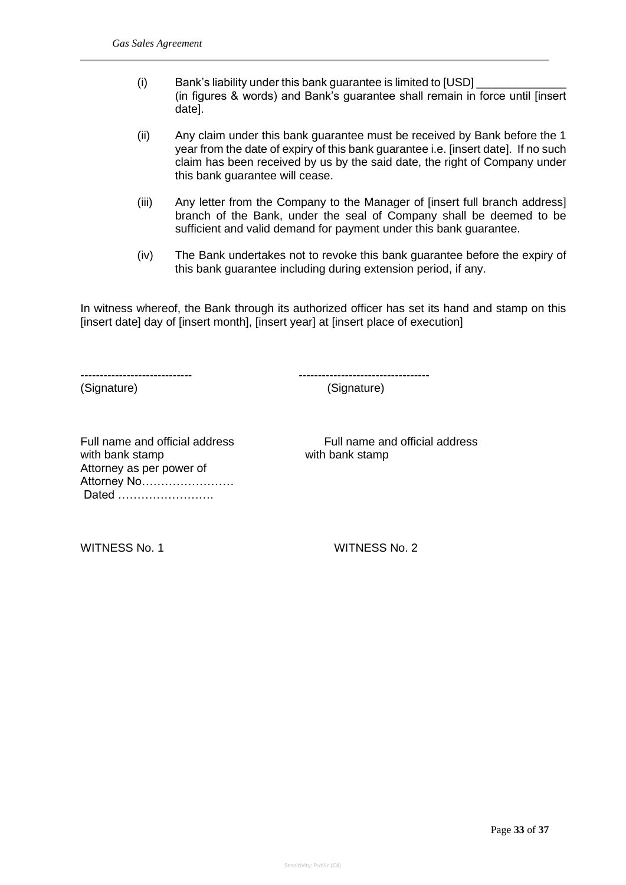(i) Bank's liability under this bank guarantee is limited to [USD] ______________ (in figures & words) and Bank's guarantee shall remain in force until [insert date].

(ii) Any claim under this bank guarantee must be received by Bank before the 1 year from the date of expiry of this bank guarantee i.e. [insert date]. If no such claim has been received by us by the said date, the right of Company under this bank guarantee will cease.

(iii) Any letter from the Company to the Manager of [insert full branch address] branch of the Bank, under the seal of Company shall be deemed to be sufficient and valid demand for payment under this bank guarantee.

(iv) The Bank undertakes not to revoke this bank guarantee before the expiry of this bank guarantee including during extension period, if any.

In witness whereof, the Bank through its authorized officer has set its hand and stamp on this [insert date] day of [insert month], [insert year] at [insert place of execution]

| ---------------------------- | --------------------------------- |
|---|---|
| (Signature) | (Signature) |
| Full name and official address with bank stamp Attorney as per power of Attorney No…………………… Dated ……………………. | Full name and official address with bank stamp |
| WITNESS No. 1 | WITNESS No. 2 |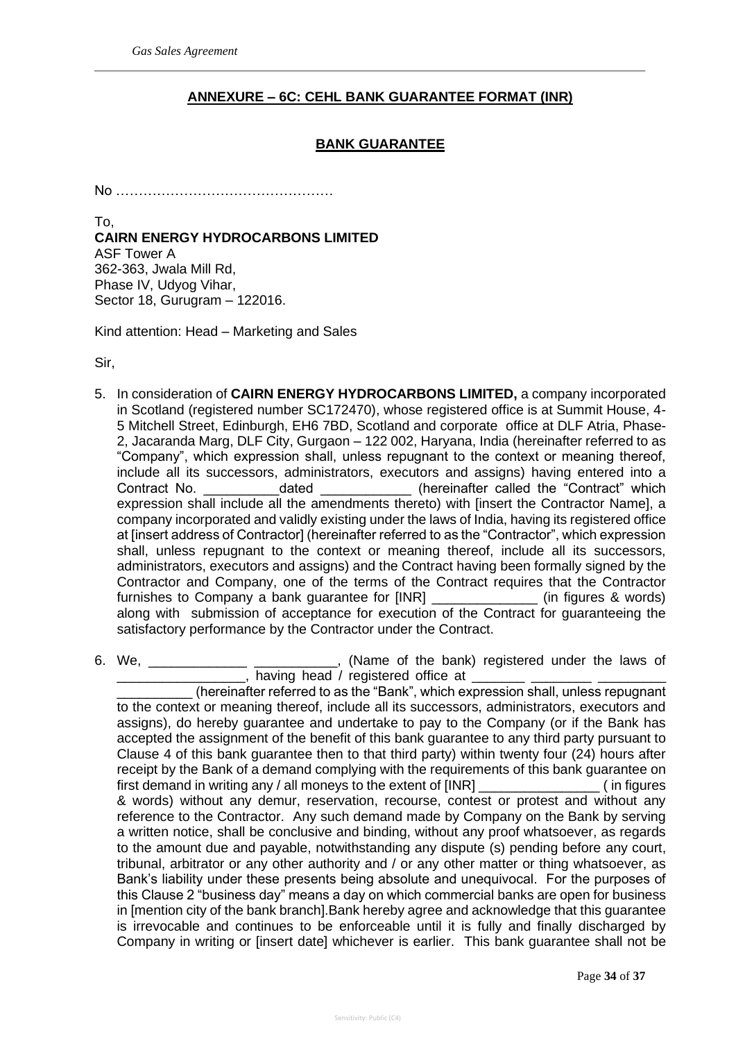## ANNEXURE – 6C: CEHL BANK GUARANTEE FORMAT (INR)

## BANK GUARANTEE

No …………………………………………

To,
**CAIRN ENERGY HYDROCARBONS LIMITED**
ASF Tower A
362-363, Jwala Mill Rd,
Phase IV, Udyog Vihar,
Sector 18, Gurugram – 122016.

Kind attention: Head – Marketing and Sales

Sir,

5. In consideration of **CAIRN ENERGY HYDROCARBONS LIMITED,** a company incorporated in Scotland (registered number SC172470), whose registered office is at Summit House, 4-5 Mitchell Street, Edinburgh, EH6 7BD, Scotland and corporate office at DLF Atria, Phase-2, Jacaranda Marg, DLF City, Gurgaon – 122 002, Haryana, India (hereinafter referred to as "Company", which expression shall, unless repugnant to the context or meaning thereof, include all its successors, administrators, executors and assigns) having entered into a Contract No. __________dated ____________ (hereinafter called the "Contract" which expression shall include all the amendments thereto) with [insert the Contractor Name], a company incorporated and validly existing under the laws of India, having its registered office at [insert address of Contractor] (hereinafter referred to as the "Contractor", which expression shall, unless repugnant to the context or meaning thereof, include all its successors, administrators, executors and assigns) and the Contract having been formally signed by the Contractor and Company, one of the terms of the Contract requires that the Contractor furnishes to Company a bank guarantee for [INR] ______________ (in figures & words) along with submission of acceptance for execution of the Contract for guaranteeing the satisfactory performance by the Contractor under the Contract.

6. We, _____________ ___________, (Name of the bank) registered under the laws of _________________, having head / registered office at _______ ________ _________ __________ (hereinafter referred to as the "Bank", which expression shall, unless repugnant to the context or meaning thereof, include all its successors, administrators, executors and assigns), do hereby guarantee and undertake to pay to the Company (or if the Bank has accepted the assignment of the benefit of this bank guarantee to any third party pursuant to Clause 4 of this bank guarantee then to that third party) within twenty four (24) hours after receipt by the Bank of a demand complying with the requirements of this bank guarantee on first demand in writing any / all moneys to the extent of [INR] ________________ ( in figures & words) without any demur, reservation, recourse, contest or protest and without any reference to the Contractor. Any such demand made by Company on the Bank by serving a written notice, shall be conclusive and binding, without any proof whatsoever, as regards to the amount due and payable, notwithstanding any dispute (s) pending before any court, tribunal, arbitrator or any other authority and / or any other matter or thing whatsoever, as Bank's liability under these presents being absolute and unequivocal. For the purposes of this Clause 2 "business day" means a day on which commercial banks are open for business in [mention city of the bank branch].Bank hereby agree and acknowledge that this guarantee is irrevocable and continues to be enforceable until it is fully and finally discharged by Company in writing or [insert date] whichever is earlier. This bank guarantee shall not be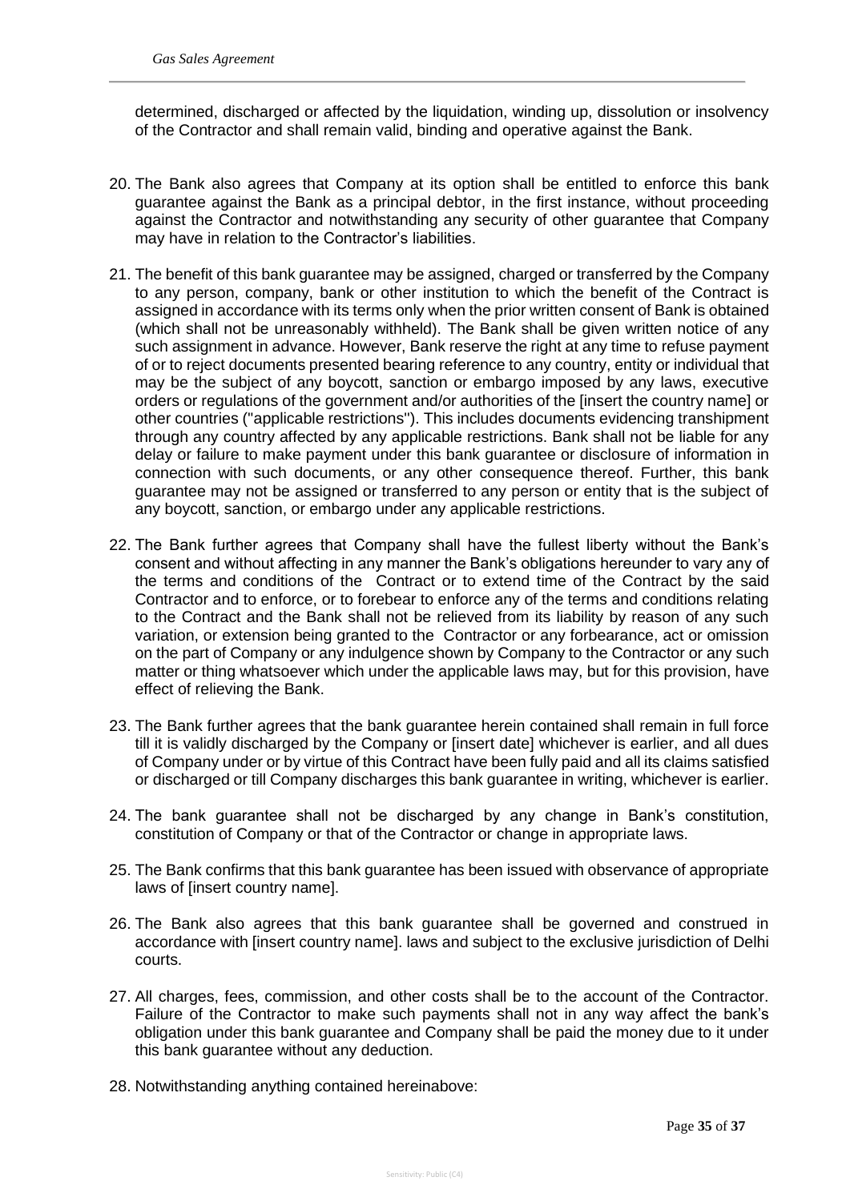determined, discharged or affected by the liquidation, winding up, dissolution or insolvency of the Contractor and shall remain valid, binding and operative against the Bank.

20. The Bank also agrees that Company at its option shall be entitled to enforce this bank guarantee against the Bank as a principal debtor, in the first instance, without proceeding against the Contractor and notwithstanding any security of other guarantee that Company may have in relation to the Contractor's liabilities.

21. The benefit of this bank guarantee may be assigned, charged or transferred by the Company to any person, company, bank or other institution to which the benefit of the Contract is assigned in accordance with its terms only when the prior written consent of Bank is obtained (which shall not be unreasonably withheld). The Bank shall be given written notice of any such assignment in advance. However, Bank reserve the right at any time to refuse payment of or to reject documents presented bearing reference to any country, entity or individual that may be the subject of any boycott, sanction or embargo imposed by any laws, executive orders or regulations of the government and/or authorities of the [insert the country name] or other countries ("applicable restrictions"). This includes documents evidencing transhipment through any country affected by any applicable restrictions. Bank shall not be liable for any delay or failure to make payment under this bank guarantee or disclosure of information in connection with such documents, or any other consequence thereof. Further, this bank guarantee may not be assigned or transferred to any person or entity that is the subject of any boycott, sanction, or embargo under any applicable restrictions.

22. The Bank further agrees that Company shall have the fullest liberty without the Bank's consent and without affecting in any manner the Bank's obligations hereunder to vary any of the terms and conditions of the Contract or to extend time of the Contract by the said Contractor and to enforce, or to forebear to enforce any of the terms and conditions relating to the Contract and the Bank shall not be relieved from its liability by reason of any such variation, or extension being granted to the Contractor or any forbearance, act or omission on the part of Company or any indulgence shown by Company to the Contractor or any such matter or thing whatsoever which under the applicable laws may, but for this provision, have effect of relieving the Bank.

23. The Bank further agrees that the bank guarantee herein contained shall remain in full force till it is validly discharged by the Company or [insert date] whichever is earlier, and all dues of Company under or by virtue of this Contract have been fully paid and all its claims satisfied or discharged or till Company discharges this bank guarantee in writing, whichever is earlier.

24. The bank guarantee shall not be discharged by any change in Bank's constitution, constitution of Company or that of the Contractor or change in appropriate laws.

25. The Bank confirms that this bank guarantee has been issued with observance of appropriate laws of [insert country name].

26. The Bank also agrees that this bank guarantee shall be governed and construed in accordance with [insert country name]. laws and subject to the exclusive jurisdiction of Delhi courts.

27. All charges, fees, commission, and other costs shall be to the account of the Contractor. Failure of the Contractor to make such payments shall not in any way affect the bank's obligation under this bank guarantee and Company shall be paid the money due to it under this bank guarantee without any deduction.

28. Notwithstanding anything contained hereinabove: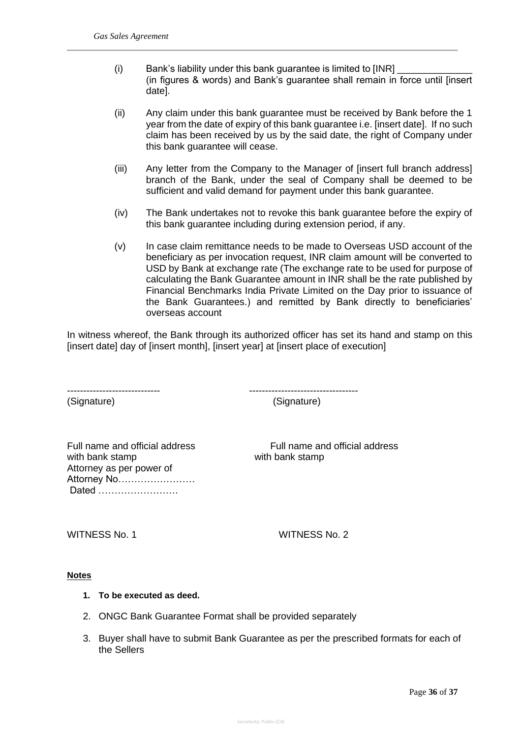(i) Bank's liability under this bank guarantee is limited to [INR] ______________ (in figures & words) and Bank's guarantee shall remain in force until [insert date].

(ii) Any claim under this bank guarantee must be received by Bank before the 1 year from the date of expiry of this bank guarantee i.e. [insert date]. If no such claim has been received by us by the said date, the right of Company under this bank guarantee will cease.

(iii) Any letter from the Company to the Manager of [insert full branch address] branch of the Bank, under the seal of Company shall be deemed to be sufficient and valid demand for payment under this bank guarantee.

(iv) The Bank undertakes not to revoke this bank guarantee before the expiry of this bank guarantee including during extension period, if any.

(v) In case claim remittance needs to be made to Overseas USD account of the beneficiary as per invocation request, INR claim amount will be converted to USD by Bank at exchange rate (The exchange rate to be used for purpose of calculating the Bank Guarantee amount in INR shall be the rate published by Financial Benchmarks India Private Limited on the Day prior to issuance of the Bank Guarantees.) and remitted by Bank directly to beneficiaries' overseas account

In witness whereof, the Bank through its authorized officer has set its hand and stamp on this [insert date] day of [insert month], [insert year] at [insert place of execution]

----------------------------- ----------------------------------

(Signature) (Signature)

Full name and official address with bank stamp
Attorney as per power of Attorney No……………………
Dated …………………….

Full name and official address with bank stamp

WITNESS No. 1

WITNESS No. 2

**Notes**

1. **To be executed as deed.**
2. ONGC Bank Guarantee Format shall be provided separately
3. Buyer shall have to submit Bank Guarantee as per the prescribed formats for each of the Sellers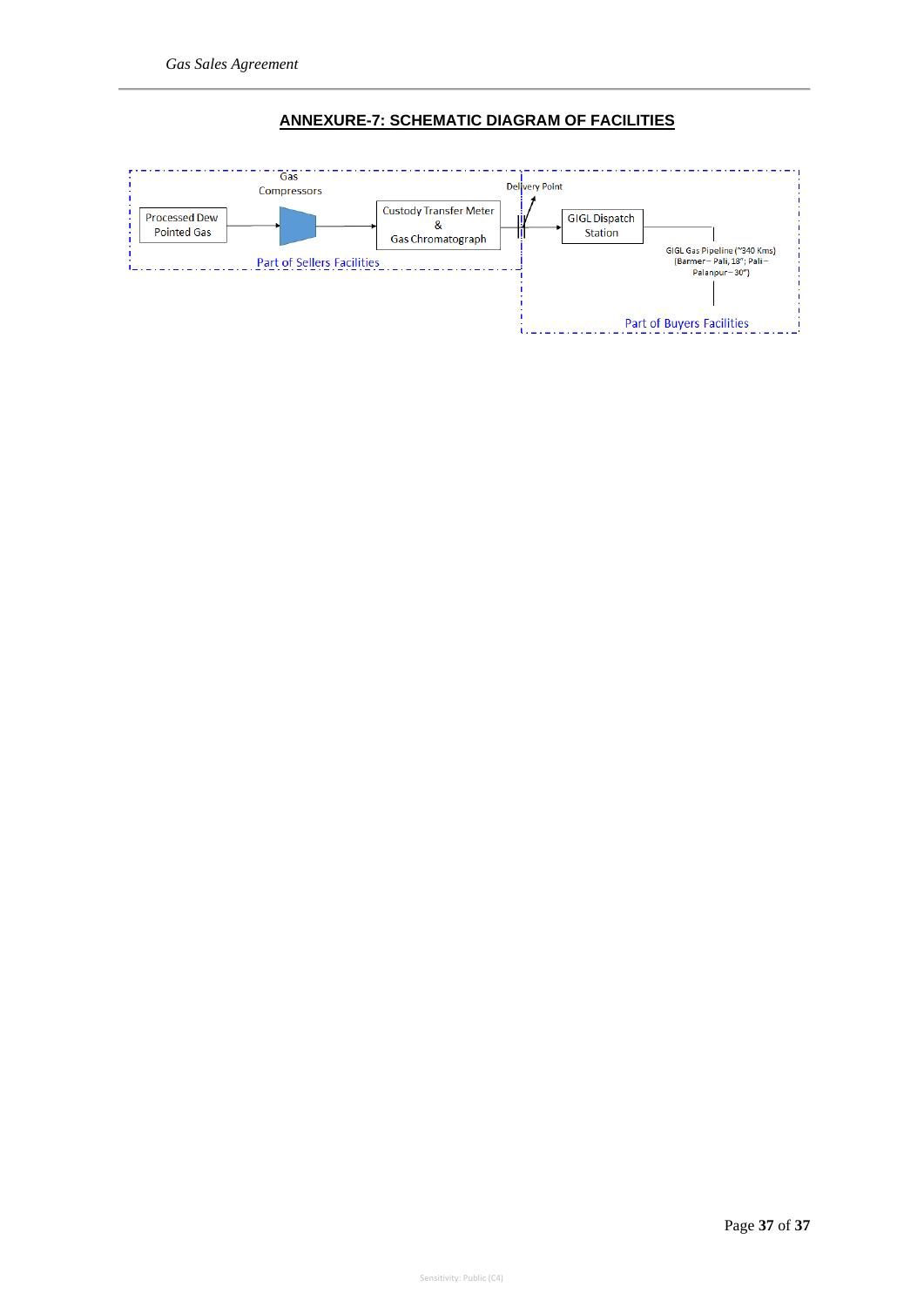## ANNEXURE-7: SCHEMATIC DIAGRAM OF FACILITIES

Gas Compressors

Processed Dew Pointed Gas

Custody Transfer Meter & Gas Chromatograph

Delivery Point

GIGL Dispatch Station

GIGL Gas Pipeline (~340 Kms) (Barmer – Pali, 18"; Pali – Palanpur – 30")

Part of Sellers Facilities

Part of Buyers Facilities